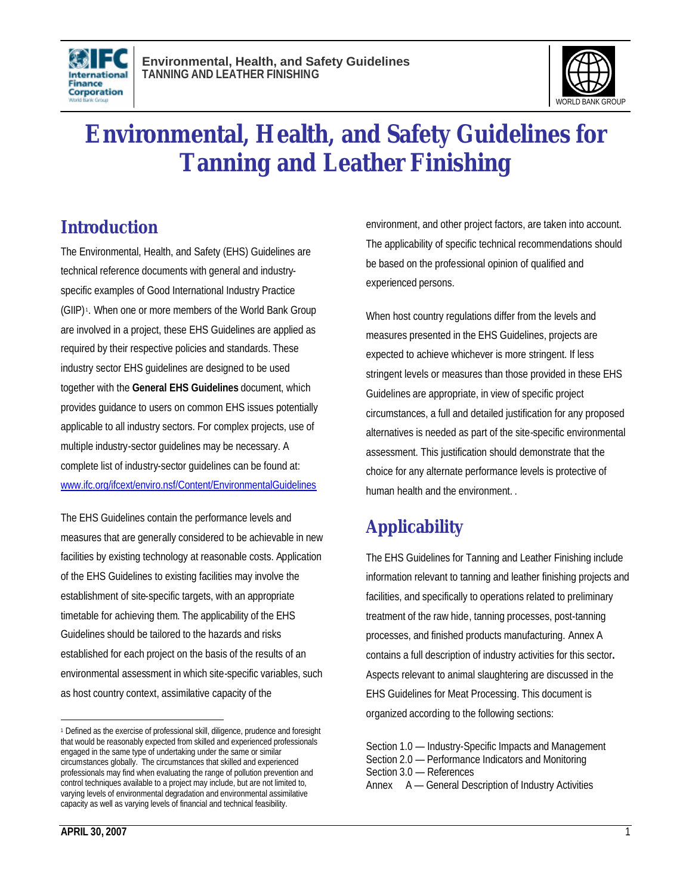# Environmental, Health, and Safety Guidelines for Tanning and Leather Finishing

## Introduction

The Environmental, Health, and Safety (EHS) Guidelines are technical reference documents with general and industry-specific examples of Good International Industry Practice (GIIP)[1]. When one or more members of the World Bank Group are involved in a project, these EHS Guidelines are applied as required by their respective policies and standards. These industry sector EHS guidelines are designed to be used together with the **General EHS Guidelines** document, which provides guidance to users on common EHS issues potentially applicable to all industry sectors. For complex projects, use of multiple industry-sector guidelines may be necessary. A complete list of industry-sector guidelines can be found at: www.ifc.org/ifcext/enviro.nsf/Content/EnvironmentalGuidelines

The EHS Guidelines contain the performance levels and measures that are generally considered to be achievable in new facilities by existing technology at reasonable costs. Application of the EHS Guidelines to existing facilities may involve the establishment of site-specific targets, with an appropriate timetable for achieving them. The applicability of the EHS Guidelines should be tailored to the hazards and risks established for each project on the basis of the results of an environmental assessment in which site-specific variables, such as host country context, assimilative capacity of the environment, and other project factors, are taken into account. The applicability of specific technical recommendations should be based on the professional opinion of qualified and experienced persons.

When host country regulations differ from the levels and measures presented in the EHS Guidelines, projects are expected to achieve whichever is more stringent. If less stringent levels or measures than those provided in these EHS Guidelines are appropriate, in view of specific project circumstances, a full and detailed justification for any proposed alternatives is needed as part of the site-specific environmental assessment. This justification should demonstrate that the choice for any alternate performance levels is protective of human health and the environment. .

## Applicability

The EHS Guidelines for Tanning and Leather Finishing include information relevant to tanning and leather finishing projects and facilities, and specifically to operations related to preliminary treatment of the raw hide, tanning processes, post-tanning processes, and finished products manufacturing. Annex A contains a full description of industry activities for this sector**.** Aspects relevant to animal slaughtering are discussed in the EHS Guidelines for Meat Processing. This document is organized according to the following sections:

Section 1.0 — Industry-Specific Impacts and Management
Section 2.0 — Performance Indicators and Monitoring
Section 3.0 — References
Annex A — General Description of Industry Activities

[1] Defined as the exercise of professional skill, diligence, prudence and foresight that would be reasonably expected from skilled and experienced professionals engaged in the same type of undertaking under the same or similar circumstances globally. The circumstances that skilled and experienced professionals may find when evaluating the range of pollution prevention and control techniques available to a project may include, but are not limited to, varying levels of environmental degradation and environmental assimilative capacity as well as varying levels of financial and technical feasibility.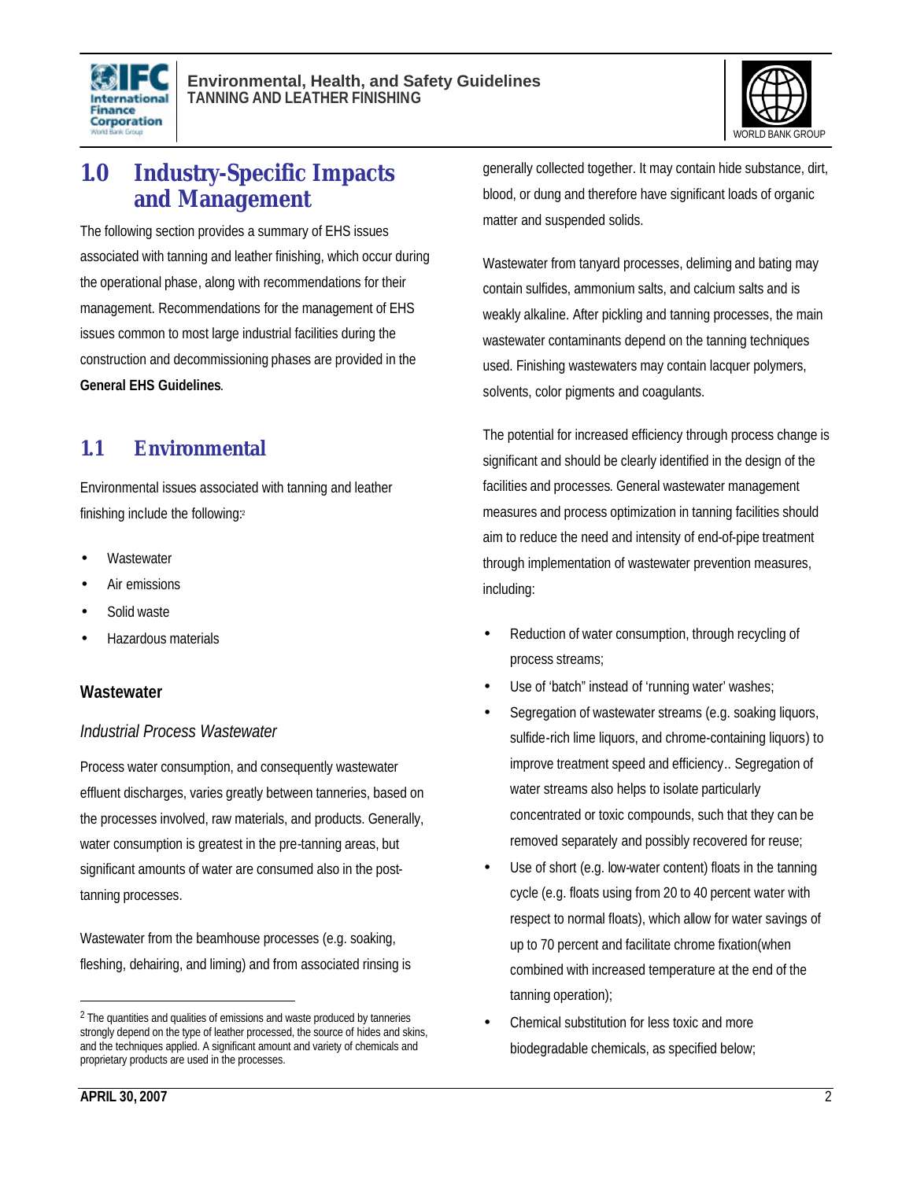# 1.0 Industry-Specific Impacts and Management

The following section provides a summary of EHS issues associated with tanning and leather finishing, which occur during the operational phase, along with recommendations for their management. Recommendations for the management of EHS issues common to most large industrial facilities during the construction and decommissioning phases are provided in the **General EHS Guidelines**.

## 1.1 Environmental

Environmental issues associated with tanning and leather finishing include the following:[2]

- Wastewater
- Air emissions
- Solid waste
- Hazardous materials

### Wastewater

*Industrial Process Wastewater*

Process water consumption, and consequently wastewater effluent discharges, varies greatly between tanneries, based on the processes involved, raw materials, and products. Generally, water consumption is greatest in the pre-tanning areas, but significant amounts of water are consumed also in the post-tanning processes.

Wastewater from the beamhouse processes (e.g. soaking, fleshing, dehairing, and liming) and from associated rinsing is generally collected together. It may contain hide substance, dirt, blood, or dung and therefore have significant loads of organic matter and suspended solids.

Wastewater from tanyard processes, deliming and bating may contain sulfides, ammonium salts, and calcium salts and is weakly alkaline. After pickling and tanning processes, the main wastewater contaminants depend on the tanning techniques used. Finishing wastewaters may contain lacquer polymers, solvents, color pigments and coagulants.

The potential for increased efficiency through process change is significant and should be clearly identified in the design of the facilities and processes. General wastewater management measures and process optimization in tanning facilities should aim to reduce the need and intensity of end-of-pipe treatment through implementation of wastewater prevention measures, including:

- Reduction of water consumption, through recycling of process streams;
- Use of 'batch" instead of 'running water' washes;
- Segregation of wastewater streams (e.g. soaking liquors, sulfide-rich lime liquors, and chrome-containing liquors) to improve treatment speed and efficiency.. Segregation of water streams also helps to isolate particularly concentrated or toxic compounds, such that they can be removed separately and possibly recovered for reuse;
- Use of short (e.g. low-water content) floats in the tanning cycle (e.g. floats using from 20 to 40 percent water with respect to normal floats), which allow for water savings of up to 70 percent and facilitate chrome fixation(when combined with increased temperature at the end of the tanning operation);
- Chemical substitution for less toxic and more biodegradable chemicals, as specified below;

[2] The quantities and qualities of emissions and waste produced by tanneries strongly depend on the type of leather processed, the source of hides and skins, and the techniques applied. A significant amount and variety of chemicals and proprietary products are used in the processes.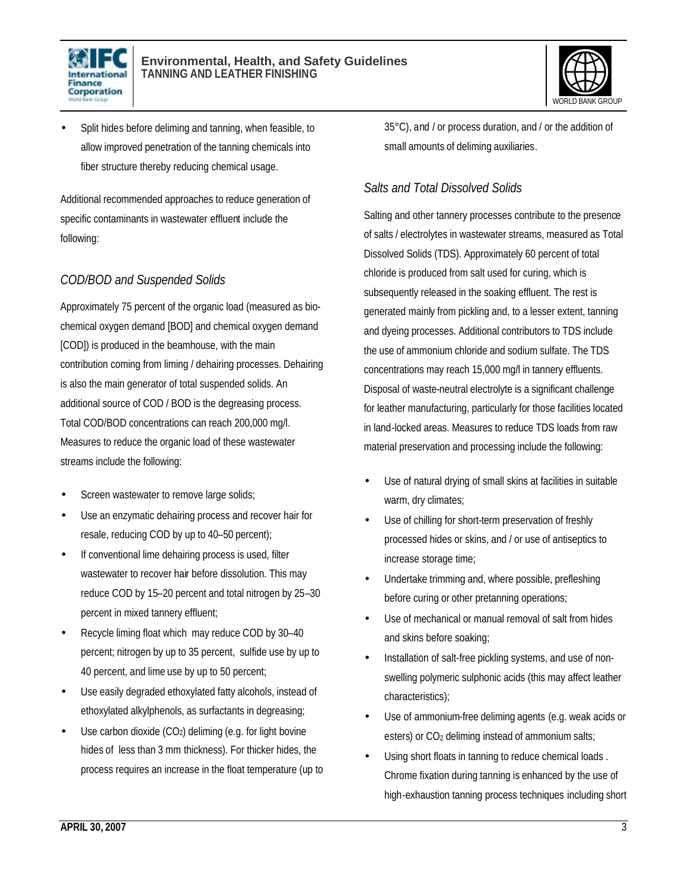- Split hides before deliming and tanning, when feasible, to allow improved penetration of the tanning chemicals into fiber structure thereby reducing chemical usage.

Additional recommended approaches to reduce generation of specific contaminants in wastewater effluent include the following:

### *COD/BOD and Suspended Solids*

Approximately 75 percent of the organic load (measured as bio-chemical oxygen demand [BOD] and chemical oxygen demand [COD]) is produced in the beamhouse, with the main contribution coming from liming / dehairing processes. Dehairing is also the main generator of total suspended solids. An additional source of COD / BOD is the degreasing process. Total COD/BOD concentrations can reach 200,000 mg/l. Measures to reduce the organic load of these wastewater streams include the following:

- Screen wastewater to remove large solids;
- Use an enzymatic dehairing process and recover hair for resale, reducing COD by up to 40–50 percent);
- If conventional lime dehairing process is used, filter wastewater to recover hair before dissolution. This may reduce COD by 15–20 percent and total nitrogen by 25–30 percent in mixed tannery effluent;
- Recycle liming float which may reduce COD by 30–40 percent; nitrogen by up to 35 percent, sulfide use by up to 40 percent, and lime use by up to 50 percent;
- Use easily degraded ethoxylated fatty alcohols, instead of ethoxylated alkylphenols, as surfactants in degreasing;
- Use carbon dioxide ($CO_2$) deliming (e.g. for light bovine hides of less than 3 mm thickness). For thicker hides, the process requires an increase in the float temperature (up to 35°C), and / or process duration, and / or the addition of small amounts of deliming auxiliaries.

### *Salts and Total Dissolved Solids*

Salting and other tannery processes contribute to the presence of salts / electrolytes in wastewater streams, measured as Total Dissolved Solids (TDS). Approximately 60 percent of total chloride is produced from salt used for curing, which is subsequently released in the soaking effluent. The rest is generated mainly from pickling and, to a lesser extent, tanning and dyeing processes. Additional contributors to TDS include the use of ammonium chloride and sodium sulfate. The TDS concentrations may reach 15,000 mg/l in tannery effluents. Disposal of waste-neutral electrolyte is a significant challenge for leather manufacturing, particularly for those facilities located in land-locked areas. Measures to reduce TDS loads from raw material preservation and processing include the following:

- Use of natural drying of small skins at facilities in suitable warm, dry climates;
- Use of chilling for short-term preservation of freshly processed hides or skins, and / or use of antiseptics to increase storage time;
- Undertake trimming and, where possible, prefleshing before curing or other pretanning operations;
- Use of mechanical or manual removal of salt from hides and skins before soaking;
- Installation of salt-free pickling systems, and use of non-swelling polymeric sulphonic acids (this may affect leather characteristics);
- Use of ammonium-free deliming agents (e.g. weak acids or esters) or $CO_2$ deliming instead of ammonium salts;
- Using short floats in tanning to reduce chemical loads . Chrome fixation during tanning is enhanced by the use of high-exhaustion tanning process techniques including short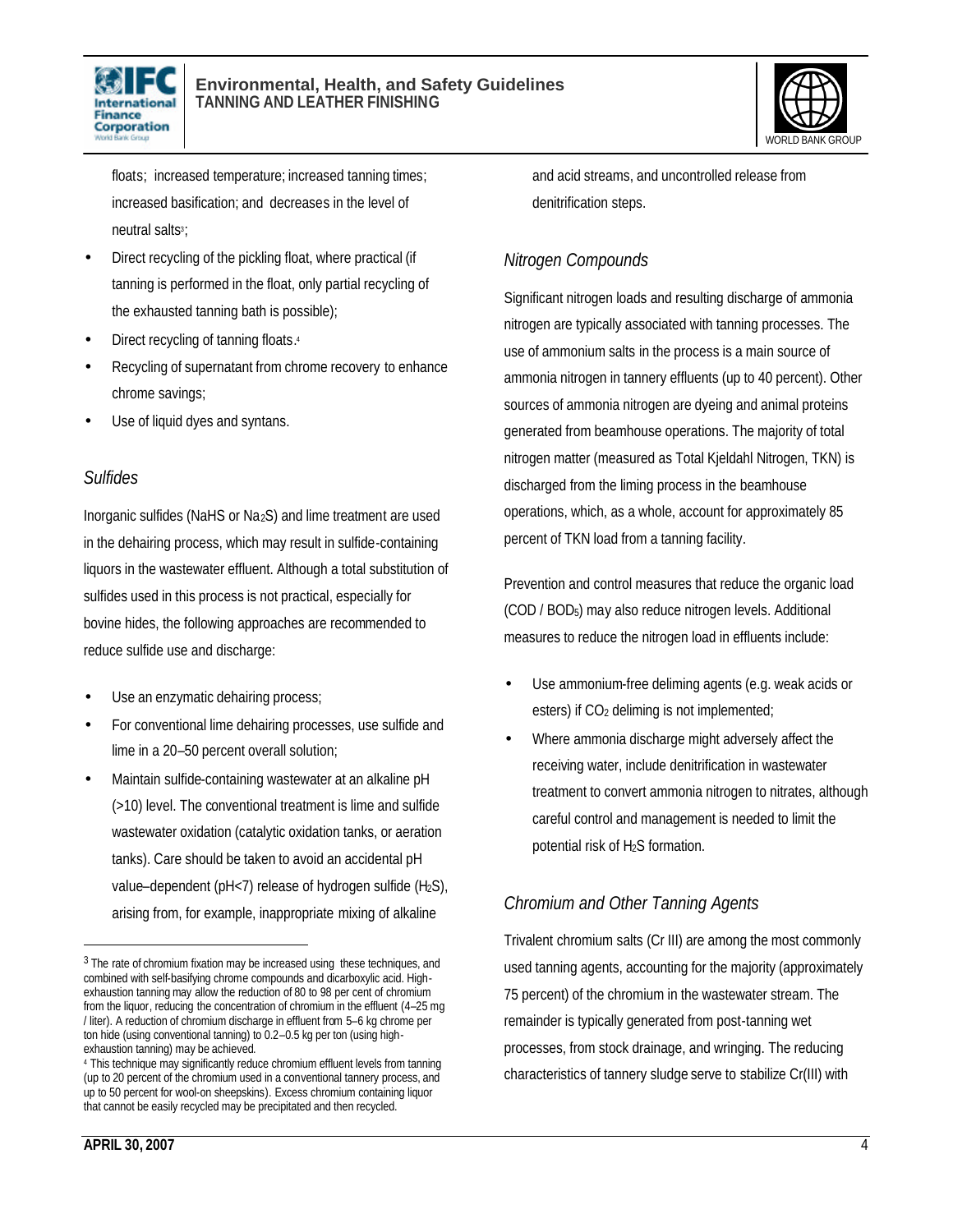floats; increased temperature; increased tanning times; increased basification; and decreases in the level of neutral salts[3];

- Direct recycling of the pickling float, where practical (if tanning is performed in the float, only partial recycling of the exhausted tanning bath is possible);
- Direct recycling of tanning floats.[4]
- Recycling of supernatant from chrome recovery to enhance chrome savings;
- Use of liquid dyes and syntans.

### *Sulfides*

Inorganic sulfides (NaHS or $Na_2S$) and lime treatment are used in the dehairing process, which may result in sulfide-containing liquors in the wastewater effluent. Although a total substitution of sulfides used in this process is not practical, especially for bovine hides, the following approaches are recommended to reduce sulfide use and discharge:

- Use an enzymatic dehairing process;
- For conventional lime dehairing processes, use sulfide and lime in a 20–50 percent overall solution;
- Maintain sulfide-containing wastewater at an alkaline pH (>10) level. The conventional treatment is lime and sulfide wastewater oxidation (catalytic oxidation tanks, or aeration tanks). Care should be taken to avoid an accidental pH value–dependent (pH<7) release of hydrogen sulfide ($H_2S$), arising from, for example, inappropriate mixing of alkaline and acid streams, and uncontrolled release from denitrification steps.

### *Nitrogen Compounds*

Significant nitrogen loads and resulting discharge of ammonia nitrogen are typically associated with tanning processes. The use of ammonium salts in the process is a main source of ammonia nitrogen in tannery effluents (up to 40 percent). Other sources of ammonia nitrogen are dyeing and animal proteins generated from beamhouse operations. The majority of total nitrogen matter (measured as Total Kjeldahl Nitrogen, TKN) is discharged from the liming process in the beamhouse operations, which, as a whole, account for approximately 85 percent of TKN load from a tanning facility.

Prevention and control measures that reduce the organic load (COD / $BOD_5$) may also reduce nitrogen levels. Additional measures to reduce the nitrogen load in effluents include:

- Use ammonium-free deliming agents (e.g. weak acids or esters) if $CO_2$ deliming is not implemented;
- Where ammonia discharge might adversely affect the receiving water, include denitrification in wastewater treatment to convert ammonia nitrogen to nitrates, although careful control and management is needed to limit the potential risk of $H_2S$ formation.

### *Chromium and Other Tanning Agents*

Trivalent chromium salts (Cr III) are among the most commonly used tanning agents, accounting for the majority (approximately 75 percent) of the chromium in the wastewater stream. The remainder is typically generated from post-tanning wet processes, from stock drainage, and wringing. The reducing characteristics of tannery sludge serve to stabilize Cr(III) with

---

[3] The rate of chromium fixation may be increased using these techniques, and combined with self-basifying chrome compounds and dicarboxylic acid. High-exhaustion tanning may allow the reduction of 80 to 98 per cent of chromium from the liquor, reducing the concentration of chromium in the effluent (4–25 mg / liter). A reduction of chromium discharge in effluent from 5–6 kg chrome per ton hide (using conventional tanning) to 0.2–0.5 kg per ton (using high-exhaustion tanning) may be achieved.

[4] This technique may significantly reduce chromium effluent levels from tanning (up to 20 percent of the chromium used in a conventional tannery process, and up to 50 percent for wool-on sheepskins). Excess chromium containing liquor that cannot be easily recycled may be precipitated and then recycled.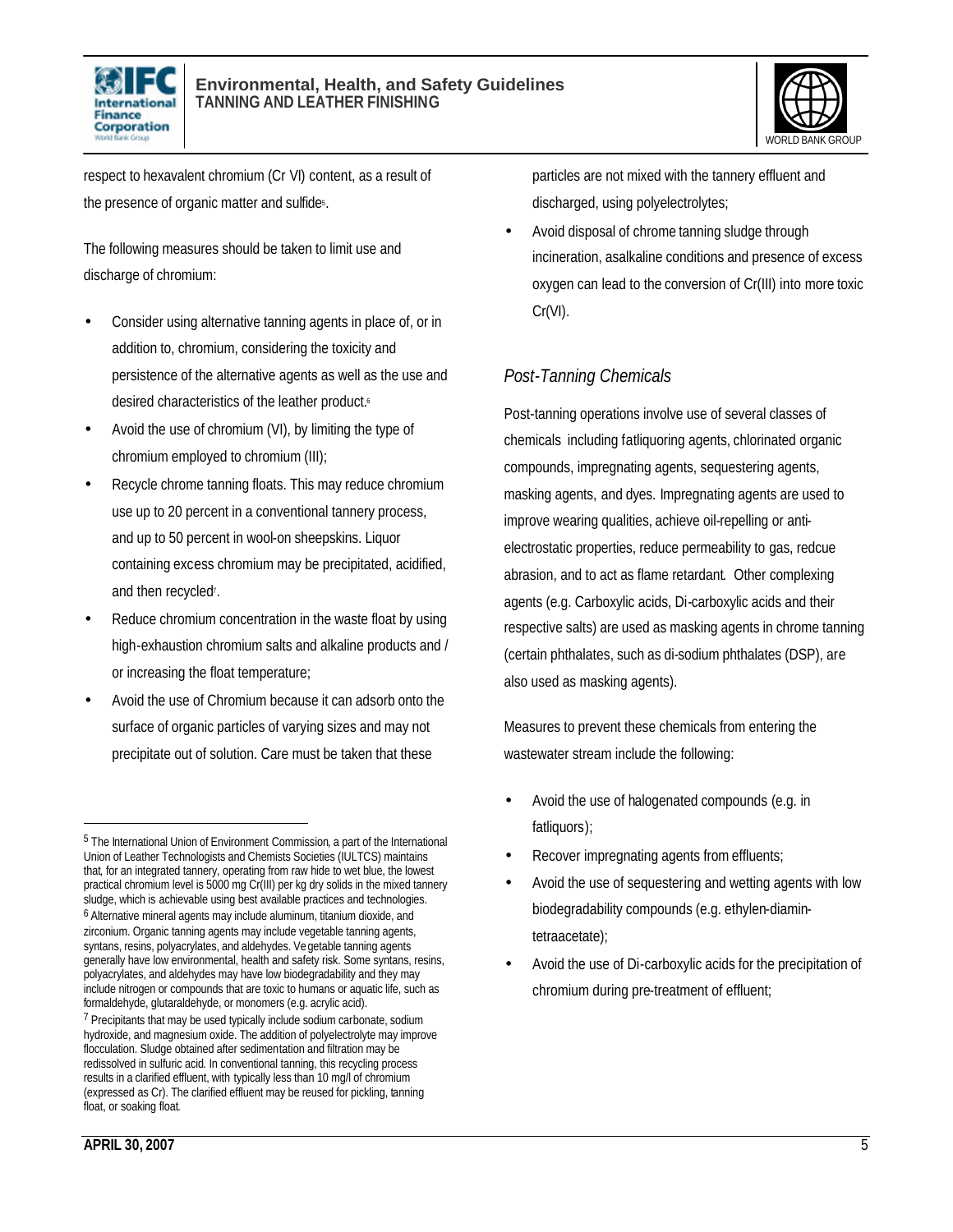respect to hexavalent chromium (Cr VI) content, as a result of the presence of organic matter and sulfide[5].

The following measures should be taken to limit use and discharge of chromium:

- Consider using alternative tanning agents in place of, or in addition to, chromium, considering the toxicity and persistence of the alternative agents as well as the use and desired characteristics of the leather product.[6]
- Avoid the use of chromium (VI), by limiting the type of chromium employed to chromium (III);
- Recycle chrome tanning floats. This may reduce chromium use up to 20 percent in a conventional tannery process, and up to 50 percent in wool-on sheepskins. Liquor containing excess chromium may be precipitated, acidified, and then recycled[7].
- Reduce chromium concentration in the waste float by using high-exhaustion chromium salts and alkaline products and / or increasing the float temperature;
- Avoid the use of Chromium because it can adsorb onto the surface of organic particles of varying sizes and may not precipitate out of solution. Care must be taken that these particles are not mixed with the tannery effluent and discharged, using polyelectrolytes;
- Avoid disposal of chrome tanning sludge through incineration, asalkaline conditions and presence of excess oxygen can lead to the conversion of Cr(III) into more toxic Cr(VI).

### *Post-Tanning Chemicals*

Post-tanning operations involve use of several classes of chemicals including fatliquoring agents, chlorinated organic compounds, impregnating agents, sequestering agents, masking agents, and dyes. Impregnating agents are used to improve wearing qualities, achieve oil-repelling or anti-electrostatic properties, reduce permeability to gas, redcue abrasion, and to act as flame retardant. Other complexing agents (e.g. Carboxylic acids, Di-carboxylic acids and their respective salts) are used as masking agents in chrome tanning (certain phthalates, such as di-sodium phthalates (DSP), are also used as masking agents).

Measures to prevent these chemicals from entering the wastewater stream include the following:

- Avoid the use of halogenated compounds (e.g. in fatliquors);
- Recover impregnating agents from effluents;
- Avoid the use of sequestering and wetting agents with low biodegradability compounds (e.g. ethylen-diamin-tetraacetate);
- Avoid the use of Di-carboxylic acids for the precipitation of chromium during pre-treatment of effluent;

---

[5] The International Union of Environment Commission, a part of the International Union of Leather Technologists and Chemists Societies (IULTCS) maintains that, for an integrated tannery, operating from raw hide to wet blue, the lowest practical chromium level is 5000 mg Cr(III) per kg dry solids in the mixed tannery sludge, which is achievable using best available practices and technologies.

[6] Alternative mineral agents may include aluminum, titanium dioxide, and zirconium. Organic tanning agents may include vegetable tanning agents, syntans, resins, polyacrylates, and aldehydes. Vegetable tanning agents generally have low environmental, health and safety risk. Some syntans, resins, polyacrylates, and aldehydes may have low biodegradability and they may include nitrogen or compounds that are toxic to humans or aquatic life, such as formaldehyde, glutaraldehyde, or monomers (e.g. acrylic acid).

[7] Precipitants that may be used typically include sodium carbonate, sodium hydroxide, and magnesium oxide. The addition of polyelectrolyte may improve flocculation. Sludge obtained after sedimentation and filtration may be redissolved in sulfuric acid. In conventional tanning, this recycling process results in a clarified effluent, with typically less than 10 mg/l of chromium (expressed as Cr). The clarified effluent may be reused for pickling, tanning float, or soaking float.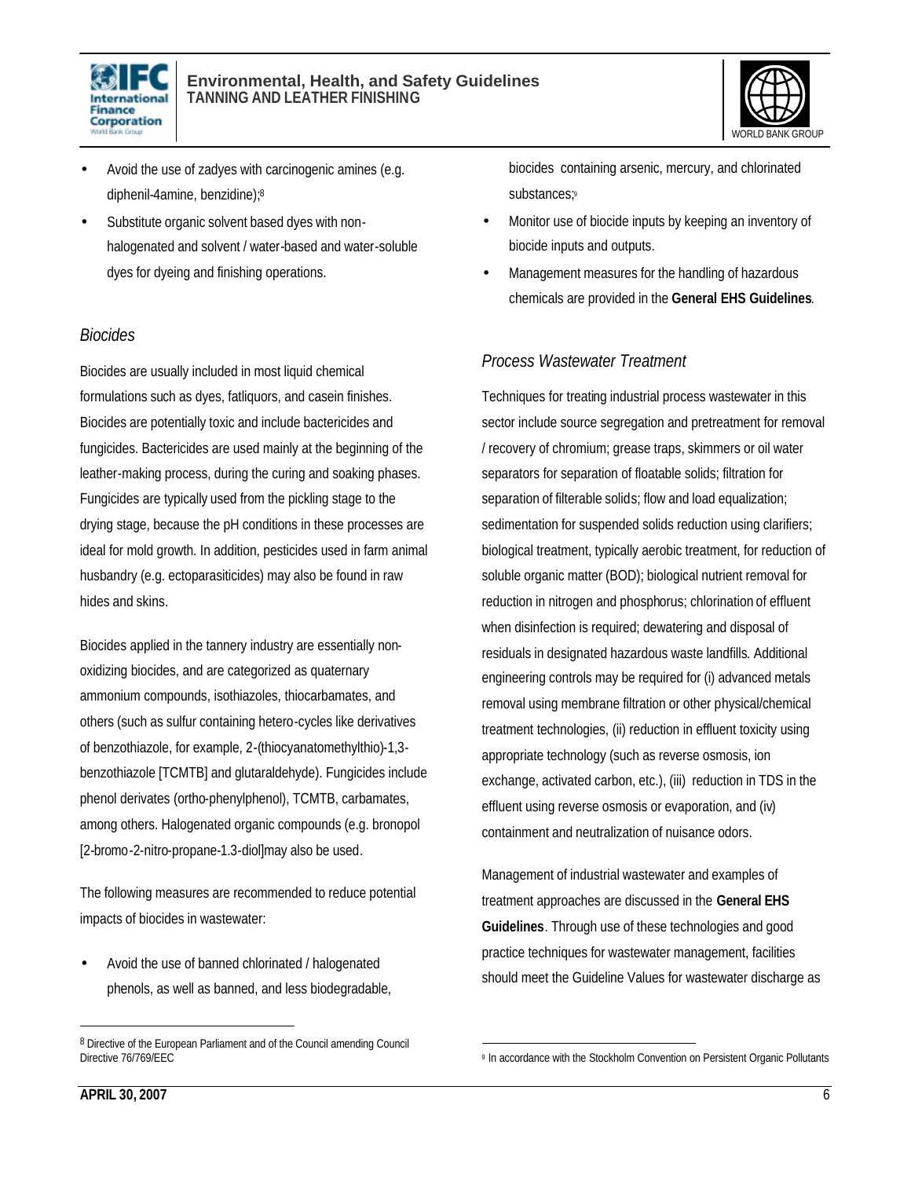- Avoid the use of zadyes with carcinogenic amines (e.g. diphenil-4amine, benzidine);[8]
- Substitute organic solvent based dyes with non-halogenated and solvent / water-based and water-soluble dyes for dyeing and finishing operations.

### *Biocides*

Biocides are usually included in most liquid chemical formulations such as dyes, fatliquors, and casein finishes. Biocides are potentially toxic and include bactericides and fungicides. Bactericides are used mainly at the beginning of the leather-making process, during the curing and soaking phases. Fungicides are typically used from the pickling stage to the drying stage, because the pH conditions in these processes are ideal for mold growth. In addition, pesticides used in farm animal husbandry (e.g. ectoparasiticides) may also be found in raw hides and skins.

Biocides applied in the tannery industry are essentially non-oxidizing biocides, and are categorized as quaternary ammonium compounds, isothiazoles, thiocarbamates, and others (such as sulfur containing hetero-cycles like derivatives of benzothiazole, for example, 2-(thiocyanatomethylthio)-1,3-benzothiazole [TCMTB] and glutaraldehyde). Fungicides include phenol derivates (ortho-phenylphenol), TCMTB, carbamates, among others. Halogenated organic compounds (e.g. bronopol [2-bromo-2-nitro-propane-1.3-diol]may also be used.

The following measures are recommended to reduce potential impacts of biocides in wastewater:

- Avoid the use of banned chlorinated / halogenated phenols, as well as banned, and less biodegradable, biocides containing arsenic, mercury, and chlorinated substances;[9]
- Monitor use of biocide inputs by keeping an inventory of biocide inputs and outputs.
- Management measures for the handling of hazardous chemicals are provided in the **General EHS Guidelines**.

### *Process Wastewater Treatment*

Techniques for treating industrial process wastewater in this sector include source segregation and pretreatment for removal / recovery of chromium; grease traps, skimmers or oil water separators for separation of floatable solids; filtration for separation of filterable solids; flow and load equalization; sedimentation for suspended solids reduction using clarifiers; biological treatment, typically aerobic treatment, for reduction of soluble organic matter (BOD); biological nutrient removal for reduction in nitrogen and phosphorus; chlorination of effluent when disinfection is required; dewatering and disposal of residuals in designated hazardous waste landfills. Additional engineering controls may be required for (i) advanced metals removal using membrane filtration or other physical/chemical treatment technologies, (ii) reduction in effluent toxicity using appropriate technology (such as reverse osmosis, ion exchange, activated carbon, etc.), (iii) reduction in TDS in the effluent using reverse osmosis or evaporation, and (iv) containment and neutralization of nuisance odors.

Management of industrial wastewater and examples of treatment approaches are discussed in the **General EHS Guidelines**. Through use of these technologies and good practice techniques for wastewater management, facilities should meet the Guideline Values for wastewater discharge as

---

[8] Directive of the European Parliament and of the Council amending Council Directive 76/769/EEC

[9] In accordance with the Stockholm Convention on Persistent Organic Pollutants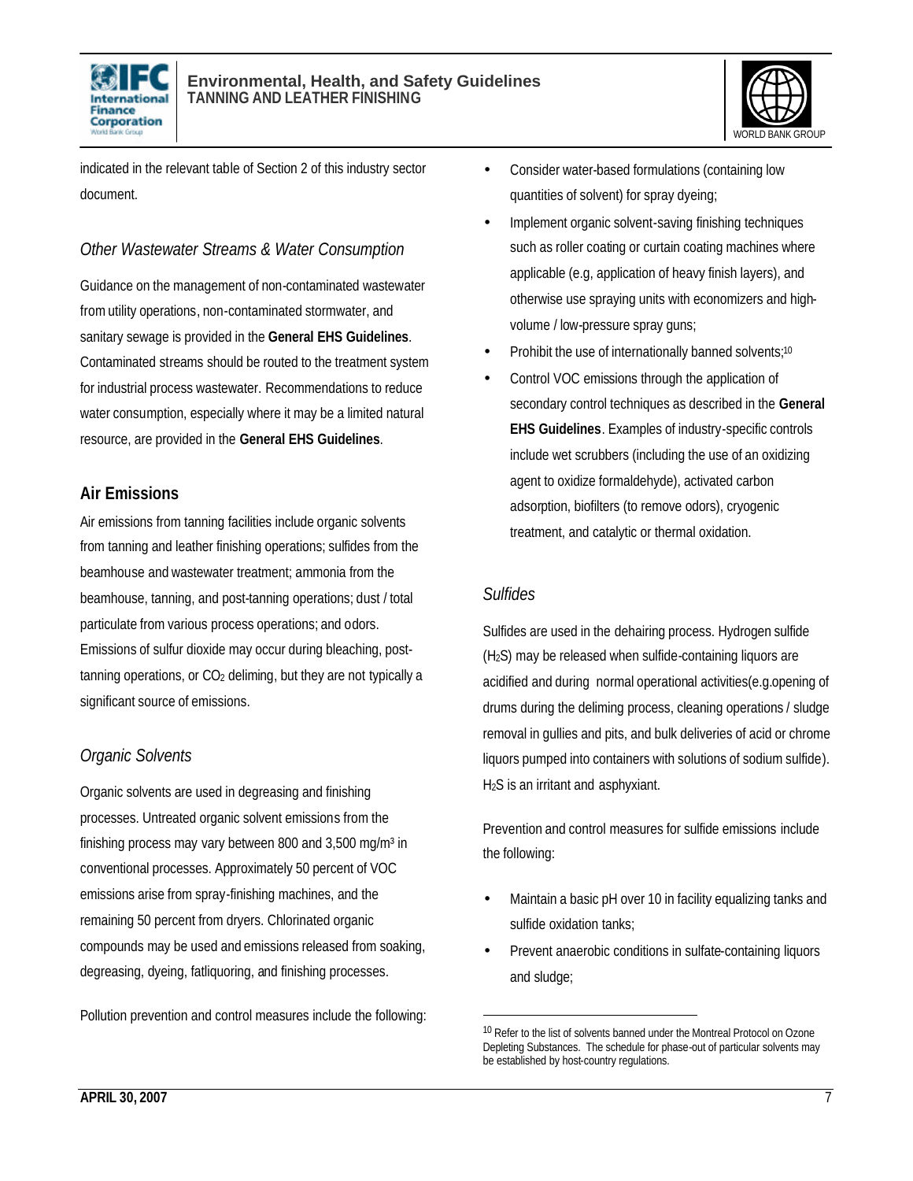indicated in the relevant table of Section 2 of this industry sector document.

### *Other Wastewater Streams & Water Consumption*

Guidance on the management of non-contaminated wastewater from utility operations, non-contaminated stormwater, and sanitary sewage is provided in the **General EHS Guidelines**. Contaminated streams should be routed to the treatment system for industrial process wastewater. Recommendations to reduce water consumption, especially where it may be a limited natural resource, are provided in the **General EHS Guidelines**.

## Air Emissions

Air emissions from tanning facilities include organic solvents from tanning and leather finishing operations; sulfides from the beamhouse and wastewater treatment; ammonia from the beamhouse, tanning, and post-tanning operations; dust / total particulate from various process operations; and odors. Emissions of sulfur dioxide may occur during bleaching, post-tanning operations, or $CO_2$ deliming, but they are not typically a significant source of emissions.

### *Organic Solvents*

Organic solvents are used in degreasing and finishing processes. Untreated organic solvent emissions from the finishing process may vary between 800 and 3,500 mg/m$^3$ in conventional processes. Approximately 50 percent of VOC emissions arise from spray-finishing machines, and the remaining 50 percent from dryers. Chlorinated organic compounds may be used and emissions released from soaking, degreasing, dyeing, fatliquoring, and finishing processes.

Pollution prevention and control measures include the following:

- Consider water-based formulations (containing low quantities of solvent) for spray dyeing;
- Implement organic solvent-saving finishing techniques such as roller coating or curtain coating machines where applicable (e.g, application of heavy finish layers), and otherwise use spraying units with economizers and high-volume / low-pressure spray guns;
- Prohibit the use of internationally banned solvents;[10]
- Control VOC emissions through the application of secondary control techniques as described in the **General EHS Guidelines**. Examples of industry-specific controls include wet scrubbers (including the use of an oxidizing agent to oxidize formaldehyde), activated carbon adsorption, biofilters (to remove odors), cryogenic treatment, and catalytic or thermal oxidation.

### *Sulfides*

Sulfides are used in the dehairing process. Hydrogen sulfide ($H_2S$) may be released when sulfide-containing liquors are acidified and during normal operational activities(e.g.opening of drums during the deliming process, cleaning operations / sludge removal in gullies and pits, and bulk deliveries of acid or chrome liquors pumped into containers with solutions of sodium sulfide). $H_2S$ is an irritant and asphyxiant.

Prevention and control measures for sulfide emissions include the following:

- Maintain a basic pH over 10 in facility equalizing tanks and sulfide oxidation tanks;
- Prevent anaerobic conditions in sulfate-containing liquors and sludge;

---

[10] Refer to the list of solvents banned under the Montreal Protocol on Ozone Depleting Substances. The schedule for phase-out of particular solvents may be established by host-country regulations.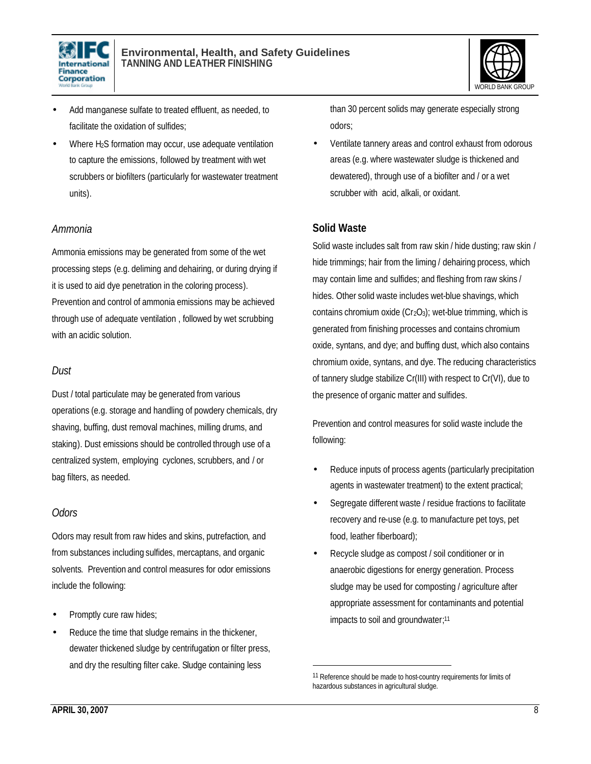- Add manganese sulfate to treated effluent, as needed, to facilitate the oxidation of sulfides;
- Where $H_2S$ formation may occur, use adequate ventilation to capture the emissions, followed by treatment with wet scrubbers or biofilters (particularly for wastewater treatment units).

*Ammonia*

Ammonia emissions may be generated from some of the wet processing steps (e.g. deliming and dehairing, or during drying if it is used to aid dye penetration in the coloring process). Prevention and control of ammonia emissions may be achieved through use of adequate ventilation , followed by wet scrubbing with an acidic solution.

*Dust*

Dust / total particulate may be generated from various operations (e.g. storage and handling of powdery chemicals, dry shaving, buffing, dust removal machines, milling drums, and staking). Dust emissions should be controlled through use of a centralized system, employing cyclones, scrubbers, and / or bag filters, as needed.

*Odors*

Odors may result from raw hides and skins, putrefaction, and from substances including sulfides, mercaptans, and organic solvents. Prevention and control measures for odor emissions include the following:

- Promptly cure raw hides;
- Reduce the time that sludge remains in the thickener, dewater thickened sludge by centrifugation or filter press, and dry the resulting filter cake. Sludge containing less than 30 percent solids may generate especially strong odors;
- Ventilate tannery areas and control exhaust from odorous areas (e.g. where wastewater sludge is thickened and dewatered), through use of a biofilter and / or a wet scrubber with acid, alkali, or oxidant.

## Solid Waste

Solid waste includes salt from raw skin / hide dusting; raw skin / hide trimmings; hair from the liming / dehairing process, which may contain lime and sulfides; and fleshing from raw skins / hides. Other solid waste includes wet-blue shavings, which contains chromium oxide ($Cr_2O_3$); wet-blue trimming, which is generated from finishing processes and contains chromium oxide, syntans, and dye; and buffing dust, which also contains chromium oxide, syntans, and dye. The reducing characteristics of tannery sludge stabilize Cr(III) with respect to Cr(VI), due to the presence of organic matter and sulfides.

Prevention and control measures for solid waste include the following:

- Reduce inputs of process agents (particularly precipitation agents in wastewater treatment) to the extent practical;
- Segregate different waste / residue fractions to facilitate recovery and re-use (e.g. to manufacture pet toys, pet food, leather fiberboard);
- Recycle sludge as compost / soil conditioner or in anaerobic digestions for energy generation. Process sludge may be used for composting / agriculture after appropriate assessment for contaminants and potential impacts to soil and groundwater;[11]

[11] Reference should be made to host-country requirements for limits of hazardous substances in agricultural sludge.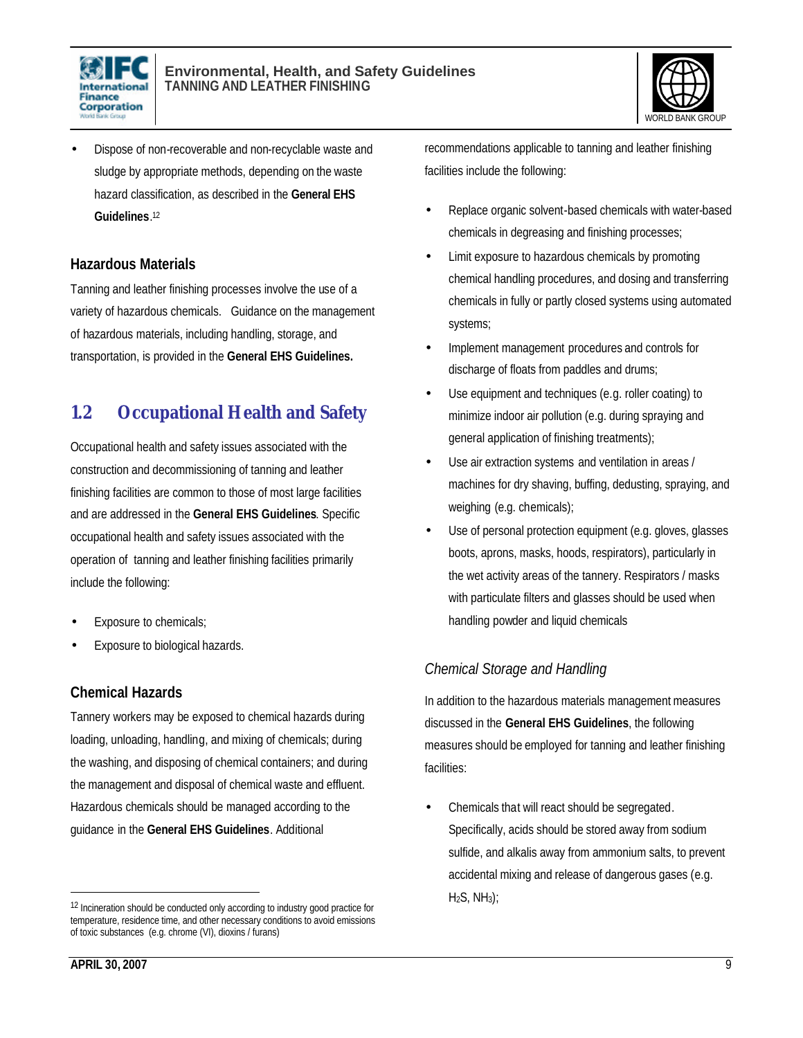- Dispose of non-recoverable and non-recyclable waste and sludge by appropriate methods, depending on the waste hazard classification, as described in the **General EHS Guidelines**.[12]

### Hazardous Materials

Tanning and leather finishing processes involve the use of a variety of hazardous chemicals. Guidance on the management of hazardous materials, including handling, storage, and transportation, is provided in the **General EHS Guidelines.**

## 1.2 Occupational Health and Safety

Occupational health and safety issues associated with the construction and decommissioning of tanning and leather finishing facilities are common to those of most large facilities and are addressed in the **General EHS Guidelines**. Specific occupational health and safety issues associated with the operation of tanning and leather finishing facilities primarily include the following:

- Exposure to chemicals;
- Exposure to biological hazards.

### Chemical Hazards

Tannery workers may be exposed to chemical hazards during loading, unloading, handling, and mixing of chemicals; during the washing, and disposing of chemical containers; and during the management and disposal of chemical waste and effluent. Hazardous chemicals should be managed according to the guidance in the **General EHS Guidelines**. Additional recommendations applicable to tanning and leather finishing facilities include the following:

- Replace organic solvent-based chemicals with water-based chemicals in degreasing and finishing processes;
- Limit exposure to hazardous chemicals by promoting chemical handling procedures, and dosing and transferring chemicals in fully or partly closed systems using automated systems;
- Implement management procedures and controls for discharge of floats from paddles and drums;
- Use equipment and techniques (e.g. roller coating) to minimize indoor air pollution (e.g. during spraying and general application of finishing treatments);
- Use air extraction systems and ventilation in areas / machines for dry shaving, buffing, dedusting, spraying, and weighing (e.g. chemicals);
- Use of personal protection equipment (e.g. gloves, glasses boots, aprons, masks, hoods, respirators), particularly in the wet activity areas of the tannery. Respirators / masks with particulate filters and glasses should be used when handling powder and liquid chemicals

#### *Chemical Storage and Handling*

In addition to the hazardous materials management measures discussed in the **General EHS Guidelines**, the following measures should be employed for tanning and leather finishing facilities:

- Chemicals that will react should be segregated. Specifically, acids should be stored away from sodium sulfide, and alkalis away from ammonium salts, to prevent accidental mixing and release of dangerous gases (e.g. $H_2S$, $NH_3$);

---

[12] Incineration should be conducted only according to industry good practice for temperature, residence time, and other necessary conditions to avoid emissions of toxic substances (e.g. chrome (VI), dioxins / furans)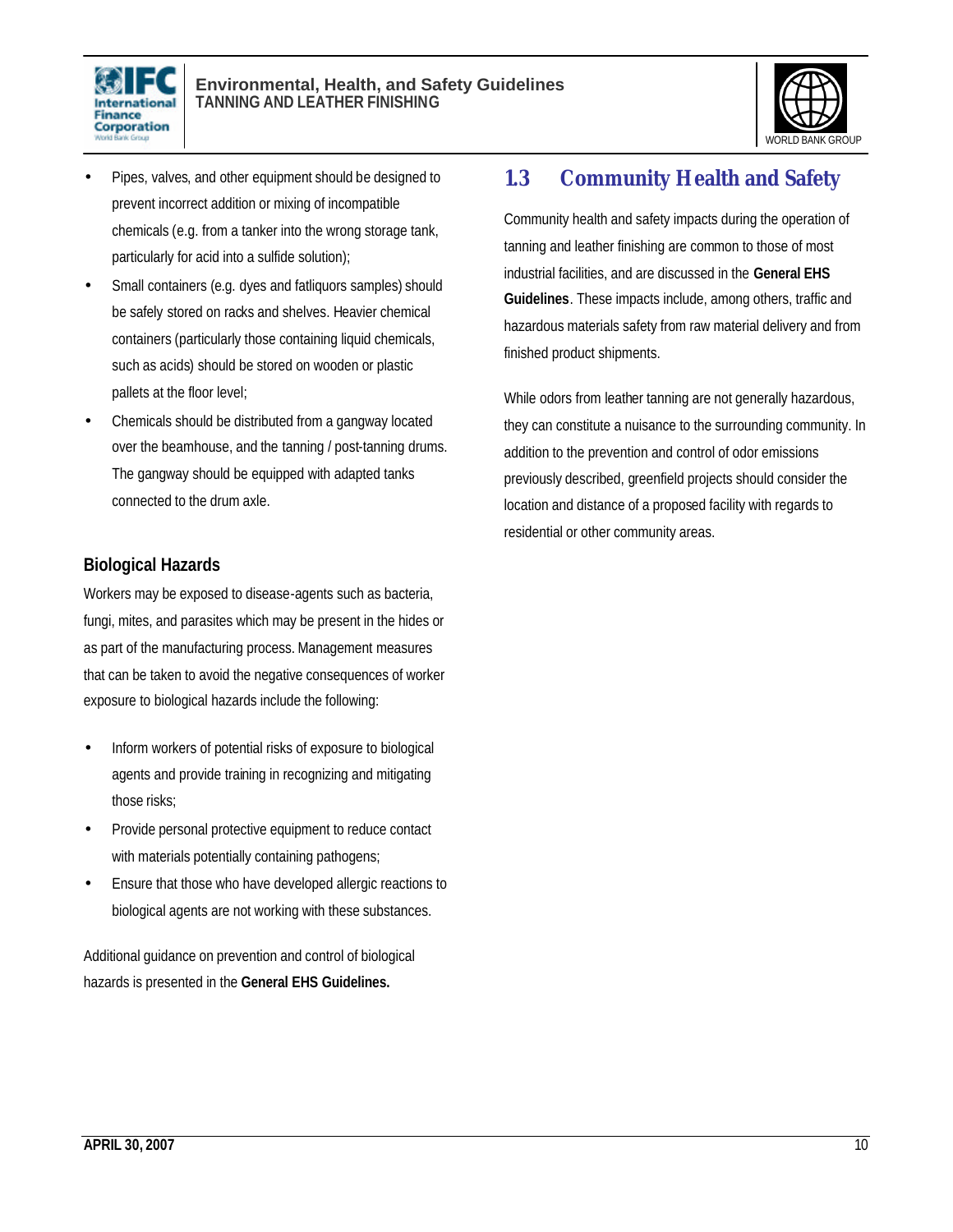- Pipes, valves, and other equipment should be designed to prevent incorrect addition or mixing of incompatible chemicals (e.g. from a tanker into the wrong storage tank, particularly for acid into a sulfide solution);
- Small containers (e.g. dyes and fatliquors samples) should be safely stored on racks and shelves. Heavier chemical containers (particularly those containing liquid chemicals, such as acids) should be stored on wooden or plastic pallets at the floor level;
- Chemicals should be distributed from a gangway located over the beamhouse, and the tanning / post-tanning drums. The gangway should be equipped with adapted tanks connected to the drum axle.

### Biological Hazards

Workers may be exposed to disease-agents such as bacteria, fungi, mites, and parasites which may be present in the hides or as part of the manufacturing process. Management measures that can be taken to avoid the negative consequences of worker exposure to biological hazards include the following:

- Inform workers of potential risks of exposure to biological agents and provide training in recognizing and mitigating those risks;
- Provide personal protective equipment to reduce contact with materials potentially containing pathogens;
- Ensure that those who have developed allergic reactions to biological agents are not working with these substances.

Additional guidance on prevention and control of biological hazards is presented in the **General EHS Guidelines.**

## 1.3 Community Health and Safety

Community health and safety impacts during the operation of tanning and leather finishing are common to those of most industrial facilities, and are discussed in the **General EHS Guidelines**. These impacts include, among others, traffic and hazardous materials safety from raw material delivery and from finished product shipments.

While odors from leather tanning are not generally hazardous, they can constitute a nuisance to the surrounding community. In addition to the prevention and control of odor emissions previously described, greenfield projects should consider the location and distance of a proposed facility with regards to residential or other community areas.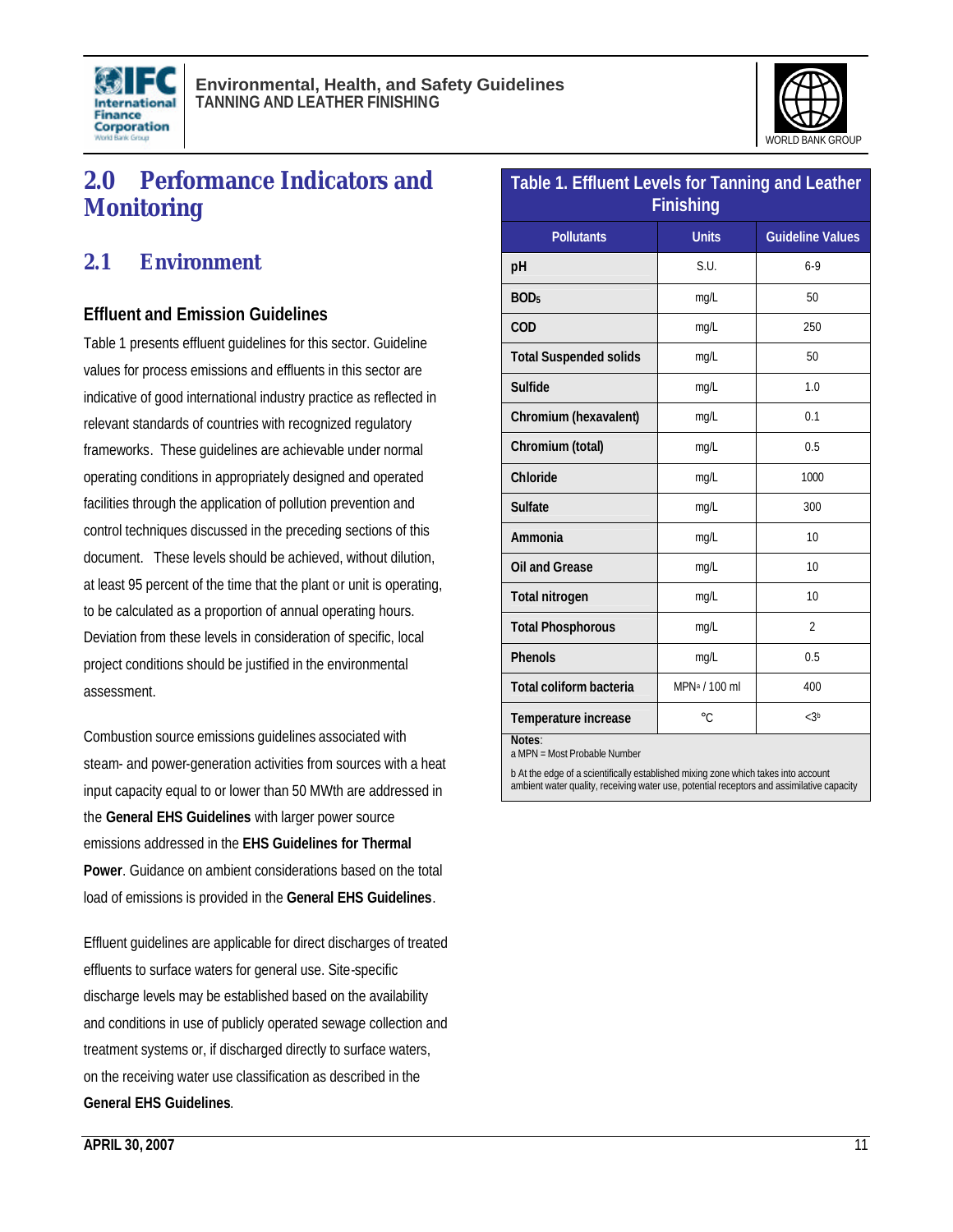## 2.0 Performance Indicators and Monitoring

### 2.1 Environment

#### Effluent and Emission Guidelines

Table 1 presents effluent guidelines for this sector. Guideline values for process emissions and effluents in this sector are indicative of good international industry practice as reflected in relevant standards of countries with recognized regulatory frameworks. These guidelines are achievable under normal operating conditions in appropriately designed and operated facilities through the application of pollution prevention and control techniques discussed in the preceding sections of this document. These levels should be achieved, without dilution, at least 95 percent of the time that the plant or unit is operating, to be calculated as a proportion of annual operating hours. Deviation from these levels in consideration of specific, local project conditions should be justified in the environmental assessment.

Combustion source emissions guidelines associated with steam- and power-generation activities from sources with a heat input capacity equal to or lower than 50 MWth are addressed in the **General EHS Guidelines** with larger power source emissions addressed in the **EHS Guidelines for Thermal Power**. Guidance on ambient considerations based on the total load of emissions is provided in the **General EHS Guidelines**.

Effluent guidelines are applicable for direct discharges of treated effluents to surface waters for general use. Site-specific discharge levels may be established based on the availability and conditions in use of publicly operated sewage collection and treatment systems or, if discharged directly to surface waters, on the receiving water use classification as described in the **General EHS Guidelines**.

**Table 1. Effluent Levels for Tanning and Leather Finishing**

| Pollutants | Units | Guideline Values |
|---|---|---|
| pH | S.U. | 6-9 |
| $BOD_5$ | mg/L | 50 |
| COD | mg/L | 250 |
| Total Suspended solids | mg/L | 50 |
| Sulfide | mg/L | 1.0 |
| Chromium (hexavalent) | mg/L | 0.1 |
| Chromium (total) | mg/L | 0.5 |
| Chloride | mg/L | 1000 |
| Sulfate | mg/L | 300 |
| Ammonia | mg/L | 10 |
| Oil and Grease | mg/L | 10 |
| Total nitrogen | mg/L | 10 |
| Total Phosphorous | mg/L | 2 |
| Phenols | mg/L | 0.5 |
| Total coliform bacteria | MPN[a] / 100 ml | 400 |
| Temperature increase | °C | <3[b] |

**Notes**:
a MPN = Most Probable Number

b At the edge of a scientifically established mixing zone which takes into account ambient water quality, receiving water use, potential receptors and assimilative capacity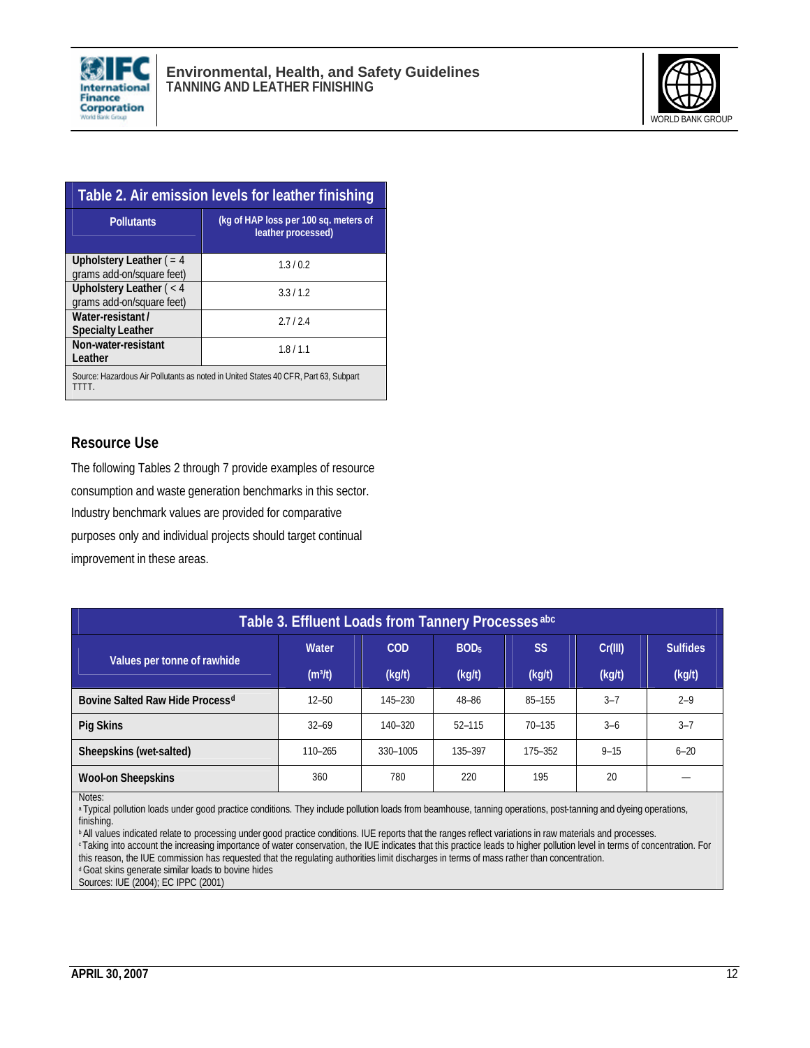**Table 2. Air emission levels for leather finishing**

| Pollutants | (kg of HAP loss per 100 sq. meters of leather processed) |
|---|---|
| **Upholstery Leather** ( = 4 grams add-on/square feet) | 1.3 / 0.2 |
| **Upholstery Leather** ( < 4 grams add-on/square feet) | 3.3 / 1.2 |
| **Water-resistant / Specialty Leather** | 2.7 / 2.4 |
| **Non-water-resistant Leather** | 1.8 / 1.1 |

Source: Hazardous Air Pollutants as noted in United States 40 CFR, Part 63, Subpart TTTT.

## Resource Use

The following Tables 2 through 7 provide examples of resource consumption and waste generation benchmarks in this sector. Industry benchmark values are provided for comparative purposes only and individual projects should target continual improvement in these areas.

**Table 3. Effluent Loads from Tannery Processes [abc]**

| Values per tonne of rawhide | Water ($m^3/t$) | COD (kg/t) | $BOD_5$ (kg/t) | SS (kg/t) | Cr(III) (kg/t) | Sulfides (kg/t) |
|---|---|---|---|---|---|---|
| **Bovine Salted Raw Hide Process[d]** | 12–50 | 145–230 | 48–86 | 85–155 | 3–7 | 2–9 |
| **Pig Skins** | 32–69 | 140–320 | 52–115 | 70–135 | 3–6 | 3–7 |
| **Sheepskins (wet-salted)** | 110–265 | 330–1005 | 135–397 | 175–352 | 9–15 | 6–20 |
| **Wool-on Sheepskins** | 360 | 780 | 220 | 195 | 20 | — |

Notes:
[a] Typical pollution loads under good practice conditions. They include pollution loads from beamhouse, tanning operations, post-tanning and dyeing operations, finishing.
[b] All values indicated relate to processing under good practice conditions. IUE reports that the ranges reflect variations in raw materials and processes.
[c] Taking into account the increasing importance of water conservation, the IUE indicates that this practice leads to higher pollution level in terms of concentration. For this reason, the IUE commission has requested that the regulating authorities limit discharges in terms of mass rather than concentration.
[d] Goat skins generate similar loads to bovine hides
Sources: IUE (2004); EC IPPC (2001)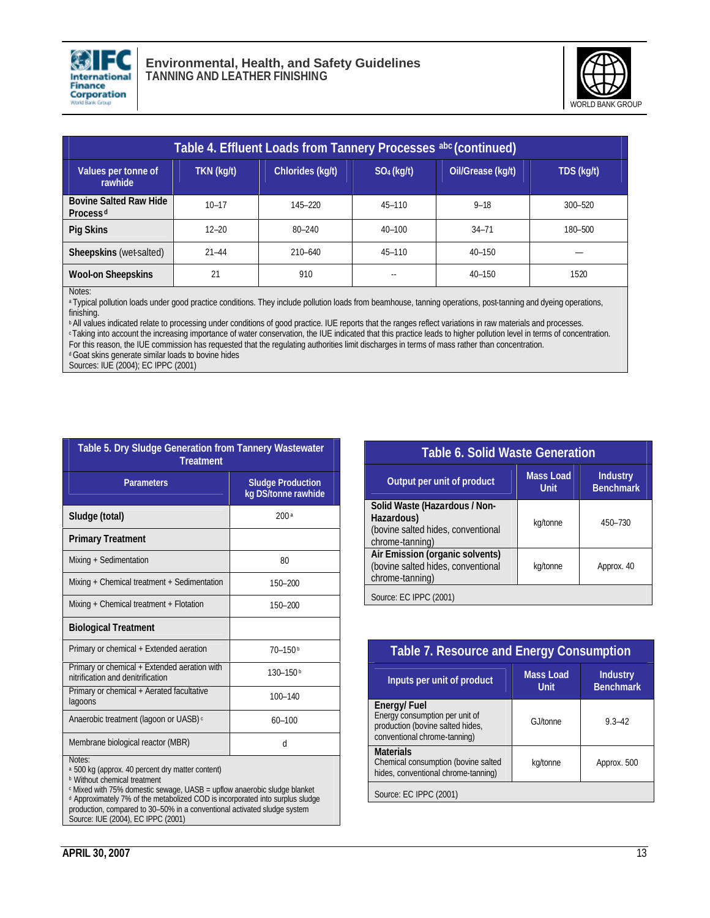| Table 4. Effluent Loads from Tannery Processes [abc] (continued) | | | | | |
|---|---|---|---|---|---|
| Values per tonne of rawhide | TKN (kg/t) | Chlorides (kg/t) | $SO_4$ (kg/t) | Oil/Grease (kg/t) | TDS (kg/t) |
| **Bovine Salted Raw Hide Process** [d] | 10–17 | 145–220 | 45–110 | 9–18 | 300–520 |
| **Pig Skins** | 12–20 | 80–240 | 40–100 | 34–71 | 180–500 |
| **Sheepskins** (wet-salted) | 21–44 | 210–640 | 45–110 | 40–150 | — |
| **Wool-on Sheepskins** | 21 | 910 | -- | 40–150 | 1520 |

Notes:
[a] Typical pollution loads under good practice conditions. They include pollution loads from beamhouse, tanning operations, post-tanning and dyeing operations, finishing.
[b] All values indicated relate to processing under conditions of good practice. IUE reports that the ranges reflect variations in raw materials and processes.
[c] Taking into account the increasing importance of water conservation, the IUE indicated that this practice leads to higher pollution level in terms of concentration. For this reason, the IUE commission has requested that the regulating authorities limit discharges in terms of mass rather than concentration.
[d] Goat skins generate similar loads to bovine hides
Sources: IUE (2004); EC IPPC (2001)

| Table 5. Dry Sludge Generation from Tannery Wastewater Treatment | |
|---|---|
| Parameters | Sludge Production kg DS/tonne rawhide |
| **Sludge (total)** | 200 [a] |
| **Primary Treatment** | |
| Mixing + Sedimentation | 80 |
| Mixing + Chemical treatment + Sedimentation | 150–200 |
| Mixing + Chemical treatment + Flotation | 150–200 |
| **Biological Treatment** | |
| Primary or chemical + Extended aeration | 70–150 [b] |
| Primary or chemical + Extended aeration with nitrification and denitrification | 130–150 [b] |
| Primary or chemical + Aerated facultative lagoons | 100–140 |
| Anaerobic treatment (lagoon or UASB) [c] | 60–100 |
| Membrane biological reactor (MBR) | d |

Notes:
[a] 500 kg (approx. 40 percent dry matter content)
[b] Without chemical treatment
[c] Mixed with 75% domestic sewage, UASB = upflow anaerobic sludge blanket
[d] Approximately 7% of the metabolized COD is incorporated into surplus sludge production, compared to 30–50% in a conventional activated sludge system
Source: IUE (2004), EC IPPC (2001)

| Table 6. Solid Waste Generation | | |
|---|---|---|
| Output per unit of product | Mass Load Unit | Industry Benchmark |
| **Solid Waste (Hazardous / Non-Hazardous)** (bovine salted hides, conventional chrome-tanning) | kg/tonne | 450–730 |
| **Air Emission (organic solvents)** (bovine salted hides, conventional chrome-tanning) | kg/tonne | Approx. 40 |

Source: EC IPPC (2001)

| Table 7. Resource and Energy Consumption | | |
|---|---|---|
| Inputs per unit of product | Mass Load Unit | Industry Benchmark |
| **Energy/ Fuel** Energy consumption per unit of production (bovine salted hides, conventional chrome-tanning) | GJ/tonne | 9.3–42 |
| **Materials** Chemical consumption (bovine salted hides, conventional chrome-tanning) | kg/tonne | Approx. 500 |

Source: EC IPPC (2001)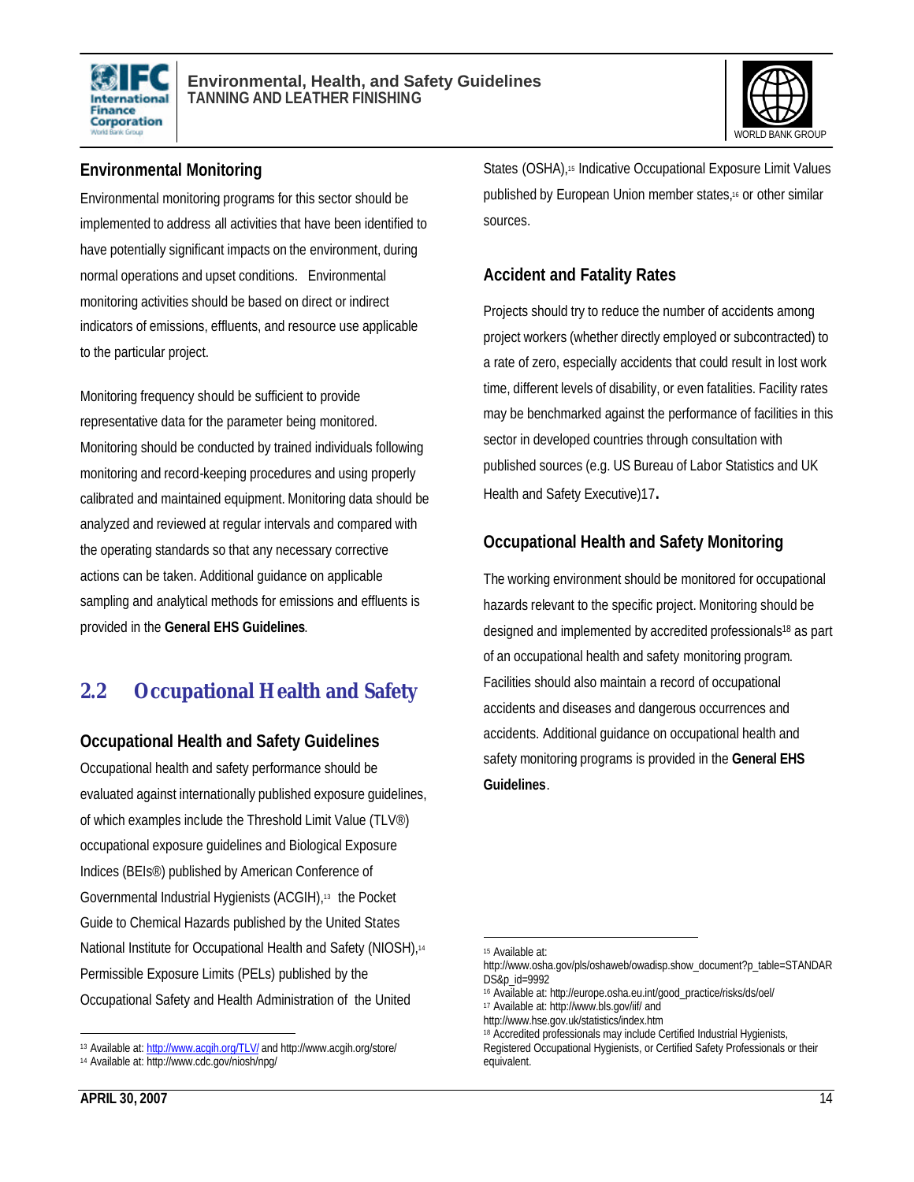### Environmental Monitoring

Environmental monitoring programs for this sector should be implemented to address all activities that have been identified to have potentially significant impacts on the environment, during normal operations and upset conditions. Environmental monitoring activities should be based on direct or indirect indicators of emissions, effluents, and resource use applicable to the particular project.

Monitoring frequency should be sufficient to provide representative data for the parameter being monitored. Monitoring should be conducted by trained individuals following monitoring and record-keeping procedures and using properly calibrated and maintained equipment. Monitoring data should be analyzed and reviewed at regular intervals and compared with the operating standards so that any necessary corrective actions can be taken. Additional guidance on applicable sampling and analytical methods for emissions and effluents is provided in the **General EHS Guidelines**.

## 2.2 Occupational Health and Safety

### Occupational Health and Safety Guidelines

Occupational health and safety performance should be evaluated against internationally published exposure guidelines, of which examples include the Threshold Limit Value (TLV®) occupational exposure guidelines and Biological Exposure Indices (BEIs®) published by American Conference of Governmental Industrial Hygienists (ACGIH),[13] the Pocket Guide to Chemical Hazards published by the United States National Institute for Occupational Health and Safety (NIOSH),[14] Permissible Exposure Limits (PELs) published by the Occupational Safety and Health Administration of the United States (OSHA),[15] Indicative Occupational Exposure Limit Values published by European Union member states,[16] or other similar sources.

### Accident and Fatality Rates

Projects should try to reduce the number of accidents among project workers (whether directly employed or subcontracted) to a rate of zero, especially accidents that could result in lost work time, different levels of disability, or even fatalities. Facility rates may be benchmarked against the performance of facilities in this sector in developed countries through consultation with published sources (e.g. US Bureau of Labor Statistics and UK Health and Safety Executive)17**.**

### Occupational Health and Safety Monitoring

The working environment should be monitored for occupational hazards relevant to the specific project. Monitoring should be designed and implemented by accredited professionals[18] as part of an occupational health and safety monitoring program. Facilities should also maintain a record of occupational accidents and diseases and dangerous occurrences and accidents. Additional guidance on occupational health and safety monitoring programs is provided in the **General EHS Guidelines**.

---

[13] Available at: http://www.acgih.org/TLV/ and http://www.acgih.org/store/

[14] Available at: http://www.cdc.gov/niosh/npg/

[15] Available at: http://www.osha.gov/pls/oshaweb/owadisp.show_document?p_table=STANDARDS&p_id=9992

[16] Available at: http://europe.osha.eu.int/good_practice/risks/ds/oel/

[17] Available at: http://www.bls.gov/iif/ and http://www.hse.gov.uk/statistics/index.htm

[18] Accredited professionals may include Certified Industrial Hygienists, Registered Occupational Hygienists, or Certified Safety Professionals or their equivalent.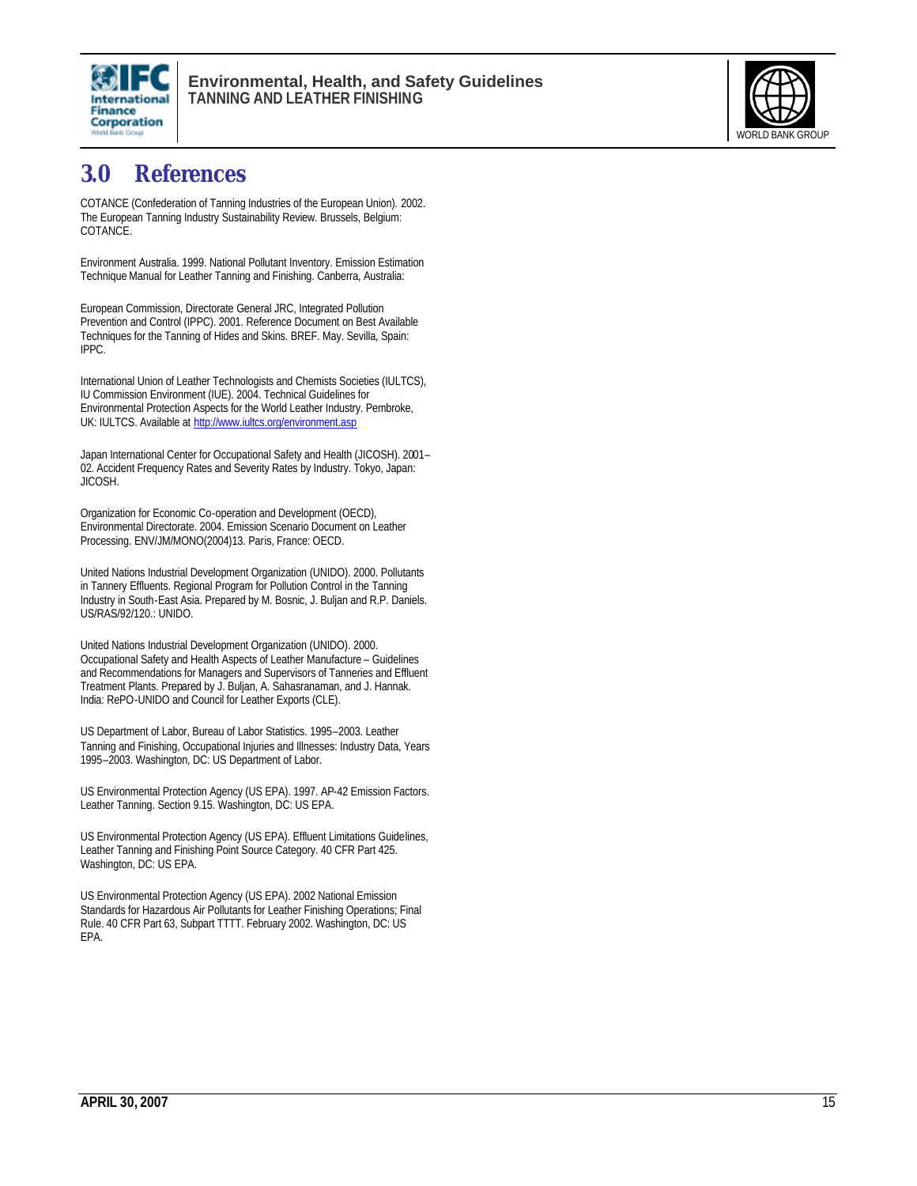# 3.0 References

COTANCE (Confederation of Tanning Industries of the European Union). 2002. The European Tanning Industry Sustainability Review. Brussels, Belgium: COTANCE.

Environment Australia. 1999. National Pollutant Inventory. Emission Estimation Technique Manual for Leather Tanning and Finishing. Canberra, Australia:

European Commission, Directorate General JRC, Integrated Pollution Prevention and Control (IPPC). 2001. Reference Document on Best Available Techniques for the Tanning of Hides and Skins. BREF. May. Sevilla, Spain: IPPC.

International Union of Leather Technologists and Chemists Societies (IULTCS), IU Commission Environment (IUE). 2004. Technical Guidelines for Environmental Protection Aspects for the World Leather Industry. Pembroke, UK: IULTCS. Available at http://www.iultcs.org/environment.asp

Japan International Center for Occupational Safety and Health (JICOSH). 2001–02. Accident Frequency Rates and Severity Rates by Industry. Tokyo, Japan: JICOSH.

Organization for Economic Co-operation and Development (OECD), Environmental Directorate. 2004. Emission Scenario Document on Leather Processing. ENV/JM/MONO(2004)13. Paris, France: OECD.

United Nations Industrial Development Organization (UNIDO). 2000. Pollutants in Tannery Effluents. Regional Program for Pollution Control in the Tanning Industry in South-East Asia. Prepared by M. Bosnic, J. Buljan and R.P. Daniels. US/RAS/92/120.: UNIDO.

United Nations Industrial Development Organization (UNIDO). 2000. Occupational Safety and Health Aspects of Leather Manufacture – Guidelines and Recommendations for Managers and Supervisors of Tanneries and Effluent Treatment Plants. Prepared by J. Buljan, A. Sahasranaman, and J. Hannak. India: RePO-UNIDO and Council for Leather Exports (CLE).

US Department of Labor, Bureau of Labor Statistics. 1995–2003. Leather Tanning and Finishing, Occupational Injuries and Illnesses: Industry Data, Years 1995–2003. Washington, DC: US Department of Labor.

US Environmental Protection Agency (US EPA). 1997. AP-42 Emission Factors. Leather Tanning. Section 9.15. Washington, DC: US EPA.

US Environmental Protection Agency (US EPA). Effluent Limitations Guidelines, Leather Tanning and Finishing Point Source Category. 40 CFR Part 425. Washington, DC: US EPA.

US Environmental Protection Agency (US EPA). 2002 National Emission Standards for Hazardous Air Pollutants for Leather Finishing Operations; Final Rule. 40 CFR Part 63, Subpart TTTT. February 2002. Washington, DC: US EPA.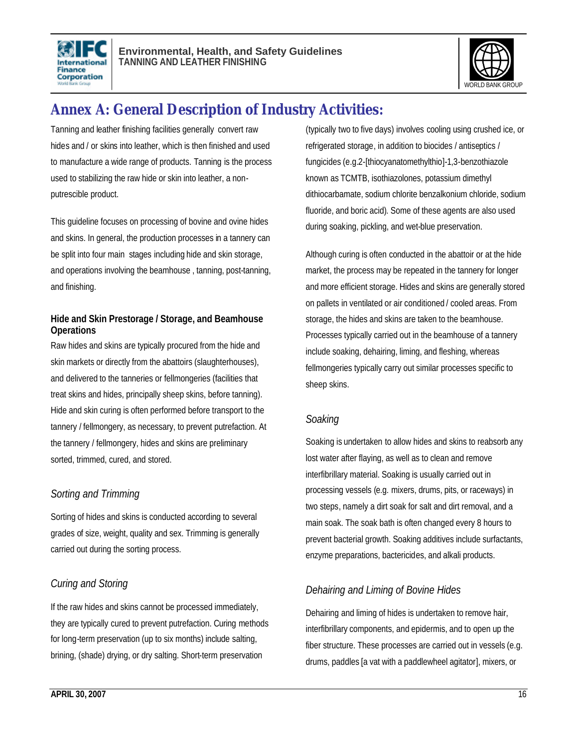# Annex A: General Description of Industry Activities:

Tanning and leather finishing facilities generally convert raw hides and / or skins into leather, which is then finished and used to manufacture a wide range of products. Tanning is the process used to stabilizing the raw hide or skin into leather, a non-putrescible product.

This guideline focuses on processing of bovine and ovine hides and skins. In general, the production processes in a tannery can be split into four main stages including hide and skin storage, and operations involving the beamhouse , tanning, post-tanning, and finishing.

#### Hide and Skin Prestorage / Storage, and Beamhouse Operations

Raw hides and skins are typically procured from the hide and skin markets or directly from the abattoirs (slaughterhouses), and delivered to the tanneries or fellmongeries (facilities that treat skins and hides, principally sheep skins, before tanning). Hide and skin curing is often performed before transport to the tannery / fellmongery, as necessary, to prevent putrefaction. At the tannery / fellmongery, hides and skins are preliminary sorted, trimmed, cured, and stored.

### *Sorting and Trimming*

Sorting of hides and skins is conducted according to several grades of size, weight, quality and sex. Trimming is generally carried out during the sorting process.

### *Curing and Storing*

If the raw hides and skins cannot be processed immediately, they are typically cured to prevent putrefaction. Curing methods for long-term preservation (up to six months) include salting, brining, (shade) drying, or dry salting. Short-term preservation (typically two to five days) involves cooling using crushed ice, or refrigerated storage, in addition to biocides / antiseptics / fungicides (e.g.2-[thiocyanatomethylthio]-1,3-benzothiazole known as TCMTB, isothiazolones, potassium dimethyl dithiocarbamate, sodium chlorite benzalkonium chloride, sodium fluoride, and boric acid). Some of these agents are also used during soaking, pickling, and wet-blue preservation.

Although curing is often conducted in the abattoir or at the hide market, the process may be repeated in the tannery for longer and more efficient storage. Hides and skins are generally stored on pallets in ventilated or air conditioned / cooled areas. From storage, the hides and skins are taken to the beamhouse. Processes typically carried out in the beamhouse of a tannery include soaking, dehairing, liming, and fleshing, whereas fellmongeries typically carry out similar processes specific to sheep skins.

### *Soaking*

Soaking is undertaken to allow hides and skins to reabsorb any lost water after flaying, as well as to clean and remove interfibrillary material. Soaking is usually carried out in processing vessels (e.g. mixers, drums, pits, or raceways) in two steps, namely a dirt soak for salt and dirt removal, and a main soak. The soak bath is often changed every 8 hours to prevent bacterial growth. Soaking additives include surfactants, enzyme preparations, bactericides, and alkali products.

### *Dehairing and Liming of Bovine Hides*

Dehairing and liming of hides is undertaken to remove hair, interfibrillary components, and epidermis, and to open up the fiber structure. These processes are carried out in vessels (e.g. drums, paddles [a vat with a paddlewheel agitator], mixers, or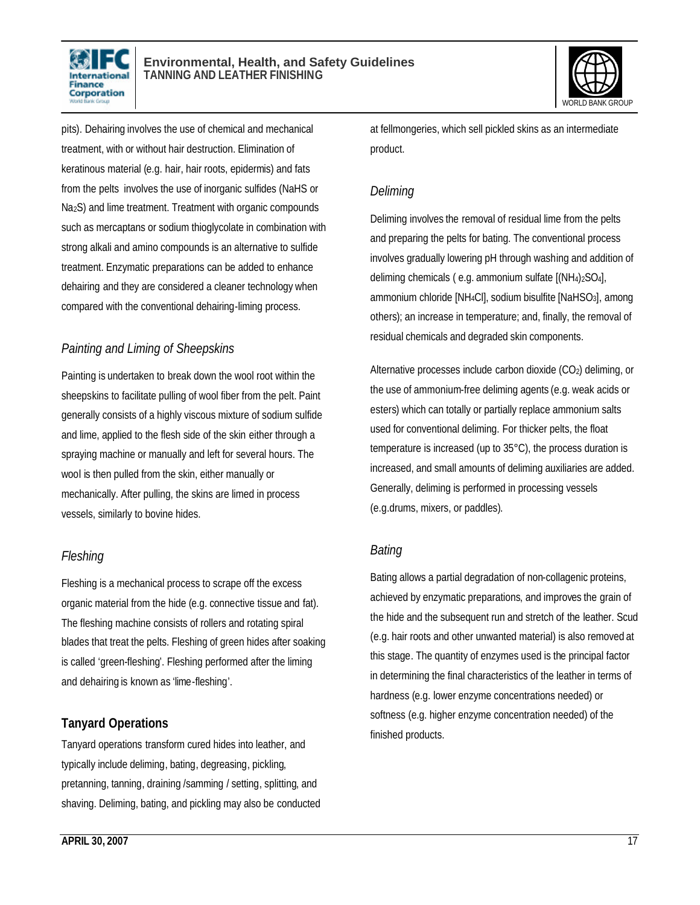pits). Dehairing involves the use of chemical and mechanical treatment, with or without hair destruction. Elimination of keratinous material (e.g. hair, hair roots, epidermis) and fats from the pelts involves the use of inorganic sulfides (NaHS or $Na_2S$) and lime treatment. Treatment with organic compounds such as mercaptans or sodium thioglycolate in combination with strong alkali and amino compounds is an alternative to sulfide treatment. Enzymatic preparations can be added to enhance dehairing and they are considered a cleaner technology when compared with the conventional dehairing-liming process.

### *Painting and Liming of Sheepskins*

Painting is undertaken to break down the wool root within the sheepskins to facilitate pulling of wool fiber from the pelt. Paint generally consists of a highly viscous mixture of sodium sulfide and lime, applied to the flesh side of the skin either through a spraying machine or manually and left for several hours. The wool is then pulled from the skin, either manually or mechanically. After pulling, the skins are limed in process vessels, similarly to bovine hides.

### *Fleshing*

Fleshing is a mechanical process to scrape off the excess organic material from the hide (e.g. connective tissue and fat). The fleshing machine consists of rollers and rotating spiral blades that treat the pelts. Fleshing of green hides after soaking is called 'green-fleshing'. Fleshing performed after the liming and dehairing is known as 'lime-fleshing'.

## Tanyard Operations

Tanyard operations transform cured hides into leather, and typically include deliming, bating, degreasing, pickling, pretanning, tanning, draining /samming / setting, splitting, and shaving. Deliming, bating, and pickling may also be conducted at fellmongeries, which sell pickled skins as an intermediate product.

### *Deliming*

Deliming involves the removal of residual lime from the pelts and preparing the pelts for bating. The conventional process involves gradually lowering pH through washing and addition of deliming chemicals ( e.g. ammonium sulfate [$(NH_4)_2SO_4$], ammonium chloride [$NH_4Cl$], sodium bisulfite [$NaHSO_3$], among others); an increase in temperature; and, finally, the removal of residual chemicals and degraded skin components.

Alternative processes include carbon dioxide ($CO_2$) deliming, or the use of ammonium-free deliming agents (e.g. weak acids or esters) which can totally or partially replace ammonium salts used for conventional deliming. For thicker pelts, the float temperature is increased (up to 35°C), the process duration is increased, and small amounts of deliming auxiliaries are added. Generally, deliming is performed in processing vessels (e.g.drums, mixers, or paddles).

### *Bating*

Bating allows a partial degradation of non-collagenic proteins, achieved by enzymatic preparations, and improves the grain of the hide and the subsequent run and stretch of the leather. Scud (e.g. hair roots and other unwanted material) is also removed at this stage. The quantity of enzymes used is the principal factor in determining the final characteristics of the leather in terms of hardness (e.g. lower enzyme concentrations needed) or softness (e.g. higher enzyme concentration needed) of the finished products.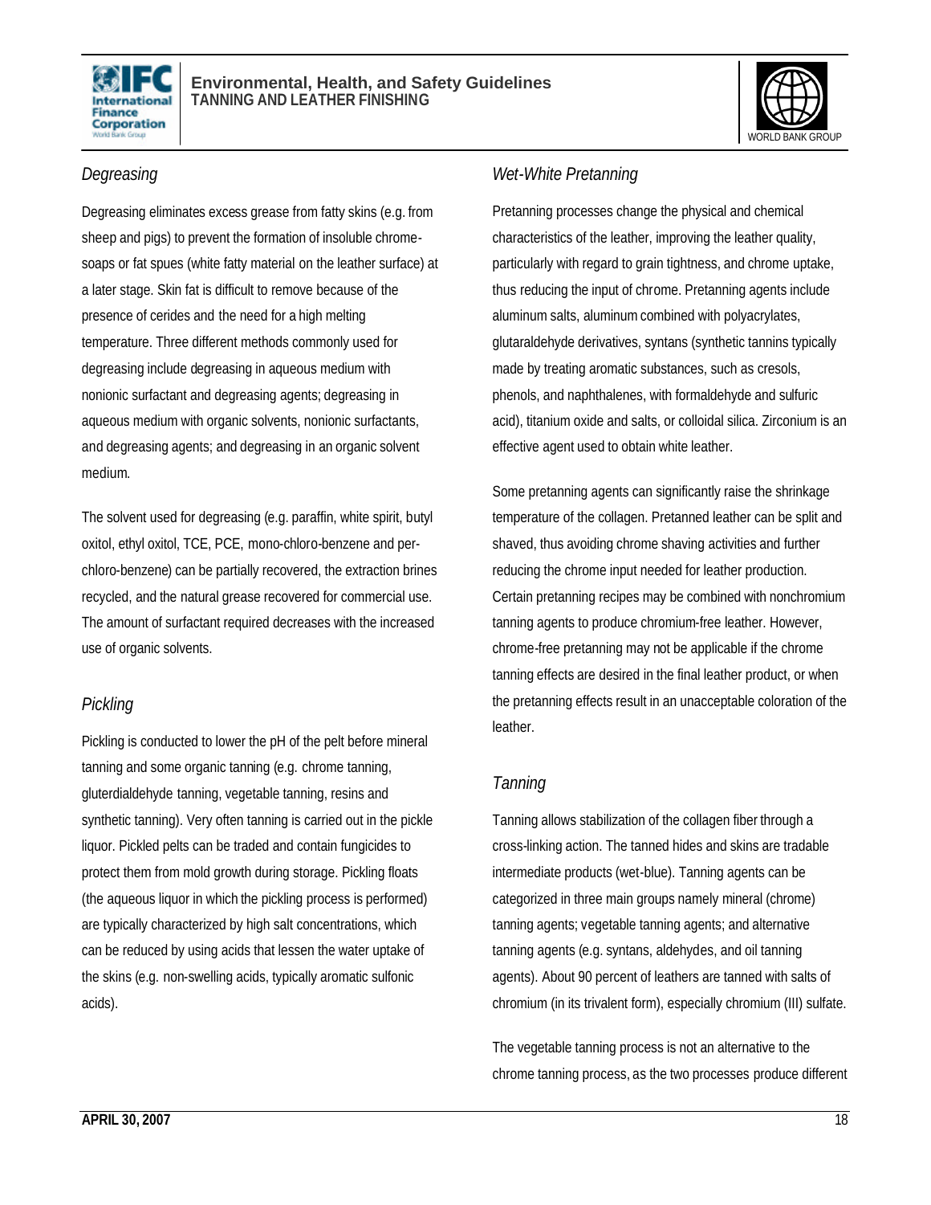*Degreasing*

Degreasing eliminates excess grease from fatty skins (e.g. from sheep and pigs) to prevent the formation of insoluble chrome-soaps or fat spues (white fatty material on the leather surface) at a later stage. Skin fat is difficult to remove because of the presence of cerides and the need for a high melting temperature. Three different methods commonly used for degreasing include degreasing in aqueous medium with nonionic surfactant and degreasing agents; degreasing in aqueous medium with organic solvents, nonionic surfactants, and degreasing agents; and degreasing in an organic solvent medium.

The solvent used for degreasing (e.g. paraffin, white spirit, butyl oxitol, ethyl oxitol, TCE, PCE, mono-chloro-benzene and per-chloro-benzene) can be partially recovered, the extraction brines recycled, and the natural grease recovered for commercial use. The amount of surfactant required decreases with the increased use of organic solvents.

*Pickling*

Pickling is conducted to lower the pH of the pelt before mineral tanning and some organic tanning (e.g. chrome tanning, gluterdialdehyde tanning, vegetable tanning, resins and synthetic tanning). Very often tanning is carried out in the pickle liquor. Pickled pelts can be traded and contain fungicides to protect them from mold growth during storage. Pickling floats (the aqueous liquor in which the pickling process is performed) are typically characterized by high salt concentrations, which can be reduced by using acids that lessen the water uptake of the skins (e.g. non-swelling acids, typically aromatic sulfonic acids).

*Wet-White Pretanning*

Pretanning processes change the physical and chemical characteristics of the leather, improving the leather quality, particularly with regard to grain tightness, and chrome uptake, thus reducing the input of chrome. Pretanning agents include aluminum salts, aluminum combined with polyacrylates, glutaraldehyde derivatives, syntans (synthetic tannins typically made by treating aromatic substances, such as cresols, phenols, and naphthalenes, with formaldehyde and sulfuric acid), titanium oxide and salts, or colloidal silica. Zirconium is an effective agent used to obtain white leather.

Some pretanning agents can significantly raise the shrinkage temperature of the collagen. Pretanned leather can be split and shaved, thus avoiding chrome shaving activities and further reducing the chrome input needed for leather production. Certain pretanning recipes may be combined with nonchromium tanning agents to produce chromium-free leather. However, chrome-free pretanning may not be applicable if the chrome tanning effects are desired in the final leather product, or when the pretanning effects result in an unacceptable coloration of the leather.

*Tanning*

Tanning allows stabilization of the collagen fiber through a cross-linking action. The tanned hides and skins are tradable intermediate products (wet-blue). Tanning agents can be categorized in three main groups namely mineral (chrome) tanning agents; vegetable tanning agents; and alternative tanning agents (e.g. syntans, aldehydes, and oil tanning agents). About 90 percent of leathers are tanned with salts of chromium (in its trivalent form), especially chromium (III) sulfate.

The vegetable tanning process is not an alternative to the chrome tanning process, as the two processes produce different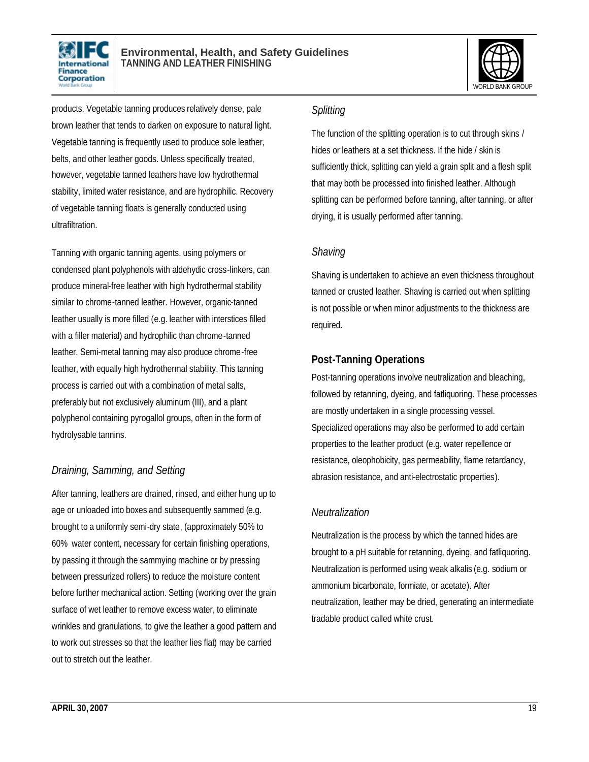products. Vegetable tanning produces relatively dense, pale brown leather that tends to darken on exposure to natural light. Vegetable tanning is frequently used to produce sole leather, belts, and other leather goods. Unless specifically treated, however, vegetable tanned leathers have low hydrothermal stability, limited water resistance, and are hydrophilic. Recovery of vegetable tanning floats is generally conducted using ultrafiltration.

Tanning with organic tanning agents, using polymers or condensed plant polyphenols with aldehydic cross-linkers, can produce mineral-free leather with high hydrothermal stability similar to chrome-tanned leather. However, organic-tanned leather usually is more filled (e.g. leather with interstices filled with a filler material) and hydrophilic than chrome-tanned leather. Semi-metal tanning may also produce chrome-free leather, with equally high hydrothermal stability. This tanning process is carried out with a combination of metal salts, preferably but not exclusively aluminum (III), and a plant polyphenol containing pyrogallol groups, often in the form of hydrolysable tannins.

### *Draining, Samming, and Setting*

After tanning, leathers are drained, rinsed, and either hung up to age or unloaded into boxes and subsequently sammed (e.g. brought to a uniformly semi-dry state, (approximately 50% to 60% water content, necessary for certain finishing operations, by passing it through the sammying machine or by pressing between pressurized rollers) to reduce the moisture content before further mechanical action. Setting (working over the grain surface of wet leather to remove excess water, to eliminate wrinkles and granulations, to give the leather a good pattern and to work out stresses so that the leather lies flat) may be carried out to stretch out the leather.

### *Splitting*

The function of the splitting operation is to cut through skins / hides or leathers at a set thickness. If the hide / skin is sufficiently thick, splitting can yield a grain split and a flesh split that may both be processed into finished leather. Although splitting can be performed before tanning, after tanning, or after drying, it is usually performed after tanning.

### *Shaving*

Shaving is undertaken to achieve an even thickness throughout tanned or crusted leather. Shaving is carried out when splitting is not possible or when minor adjustments to the thickness are required.

## Post-Tanning Operations

Post-tanning operations involve neutralization and bleaching, followed by retanning, dyeing, and fatliquoring. These processes are mostly undertaken in a single processing vessel. Specialized operations may also be performed to add certain properties to the leather product (e.g. water repellence or resistance, oleophobicity, gas permeability, flame retardancy, abrasion resistance, and anti-electrostatic properties).

### *Neutralization*

Neutralization is the process by which the tanned hides are brought to a pH suitable for retanning, dyeing, and fatliquoring. Neutralization is performed using weak alkalis (e.g. sodium or ammonium bicarbonate, formiate, or acetate). After neutralization, leather may be dried, generating an intermediate tradable product called white crust.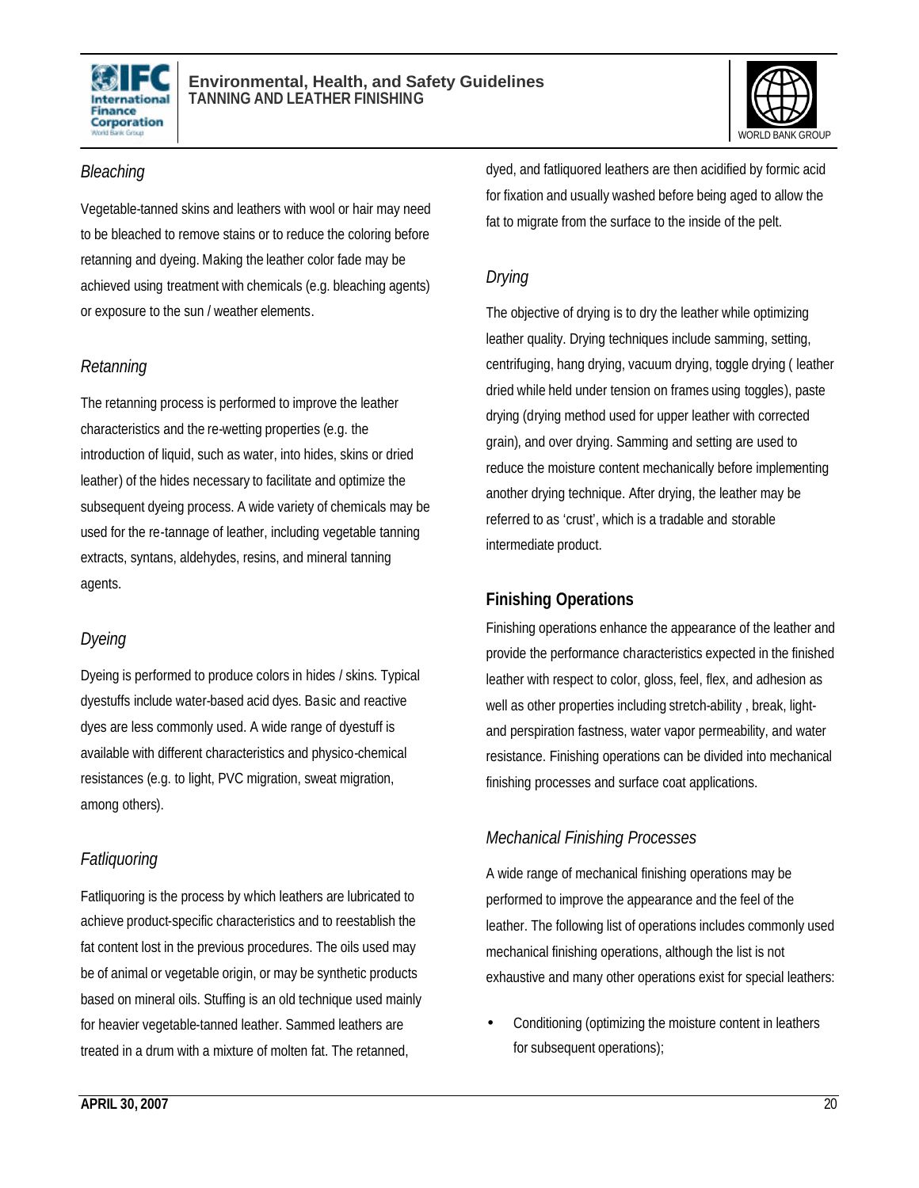*Bleaching*

Vegetable-tanned skins and leathers with wool or hair may need to be bleached to remove stains or to reduce the coloring before retanning and dyeing. Making the leather color fade may be achieved using treatment with chemicals (e.g. bleaching agents) or exposure to the sun / weather elements.

*Retanning*

The retanning process is performed to improve the leather characteristics and the re-wetting properties (e.g. the introduction of liquid, such as water, into hides, skins or dried leather) of the hides necessary to facilitate and optimize the subsequent dyeing process. A wide variety of chemicals may be used for the re-tannage of leather, including vegetable tanning extracts, syntans, aldehydes, resins, and mineral tanning agents.

*Dyeing*

Dyeing is performed to produce colors in hides / skins. Typical dyestuffs include water-based acid dyes. Basic and reactive dyes are less commonly used. A wide range of dyestuff is available with different characteristics and physico-chemical resistances (e.g. to light, PVC migration, sweat migration, among others).

*Fatliquoring*

Fatliquoring is the process by which leathers are lubricated to achieve product-specific characteristics and to reestablish the fat content lost in the previous procedures. The oils used may be of animal or vegetable origin, or may be synthetic products based on mineral oils. Stuffing is an old technique used mainly for heavier vegetable-tanned leather. Sammed leathers are treated in a drum with a mixture of molten fat. The retanned, dyed, and fatliquored leathers are then acidified by formic acid for fixation and usually washed before being aged to allow the fat to migrate from the surface to the inside of the pelt.

*Drying*

The objective of drying is to dry the leather while optimizing leather quality. Drying techniques include samming, setting, centrifuging, hang drying, vacuum drying, toggle drying ( leather dried while held under tension on frames using toggles), paste drying (drying method used for upper leather with corrected grain), and over drying. Samming and setting are used to reduce the moisture content mechanically before implementing another drying technique. After drying, the leather may be referred to as 'crust', which is a tradable and storable intermediate product.

## Finishing Operations

Finishing operations enhance the appearance of the leather and provide the performance characteristics expected in the finished leather with respect to color, gloss, feel, flex, and adhesion as well as other properties including stretch-ability , break, light- and perspiration fastness, water vapor permeability, and water resistance. Finishing operations can be divided into mechanical finishing processes and surface coat applications.

*Mechanical Finishing Processes*

A wide range of mechanical finishing operations may be performed to improve the appearance and the feel of the leather. The following list of operations includes commonly used mechanical finishing operations, although the list is not exhaustive and many other operations exist for special leathers:

- Conditioning (optimizing the moisture content in leathers for subsequent operations);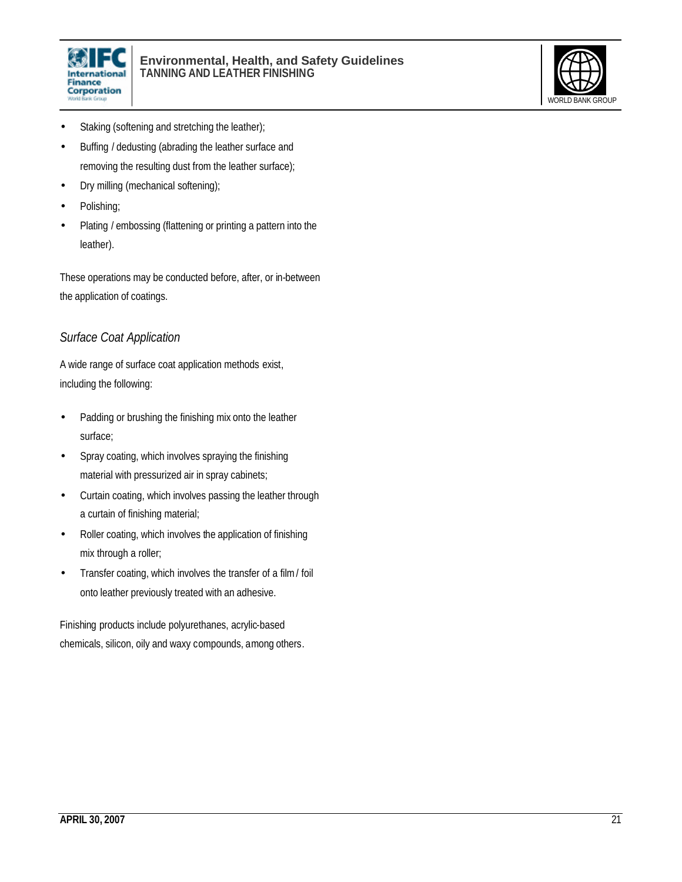- Staking (softening and stretching the leather);
- Buffing / dedusting (abrading the leather surface and removing the resulting dust from the leather surface);
- Dry milling (mechanical softening);
- Polishing;
- Plating / embossing (flattening or printing a pattern into the leather).

These operations may be conducted before, after, or in-between the application of coatings.

### *Surface Coat Application*

A wide range of surface coat application methods exist, including the following:

- Padding or brushing the finishing mix onto the leather surface;
- Spray coating, which involves spraying the finishing material with pressurized air in spray cabinets;
- Curtain coating, which involves passing the leather through a curtain of finishing material;
- Roller coating, which involves the application of finishing mix through a roller;
- Transfer coating, which involves the transfer of a film / foil onto leather previously treated with an adhesive.

Finishing products include polyurethanes, acrylic-based chemicals, silicon, oily and waxy compounds, among others.